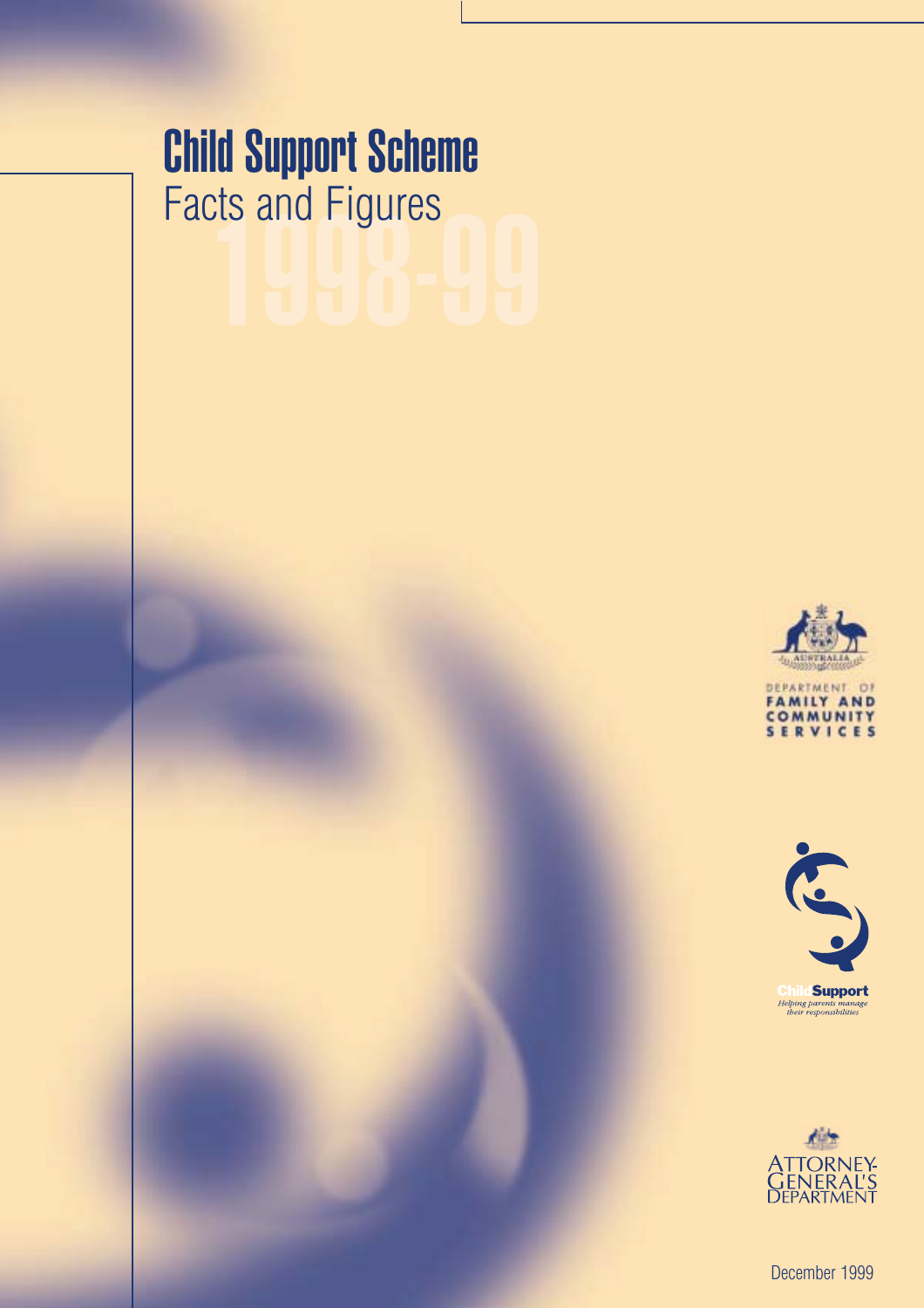# Child Support Scheme

## Facts and Figures

## 1998-99

DEPARTMENT OF FAMILY AND COMMUNITY SERVICES

**Child Support**
*Helping parents manage their responsibilities*

ATTORNEY-GENERAL'S DEPARTMENT

December 1999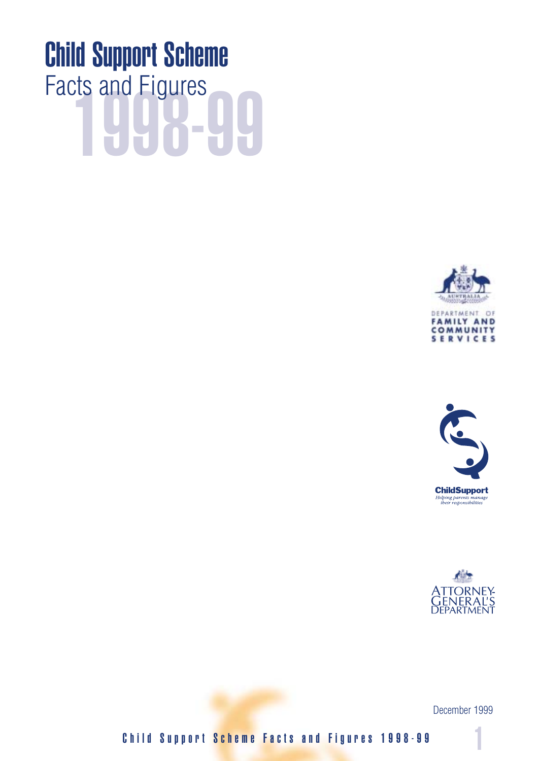# Child Support Scheme

Facts and Figures

1998-99

DEPARTMENT OF FAMILY AND COMMUNITY SERVICES

ChildSupport

*Helping parents manage their responsibilities*

ATTORNEY-GENERAL'S DEPARTMENT

December 1999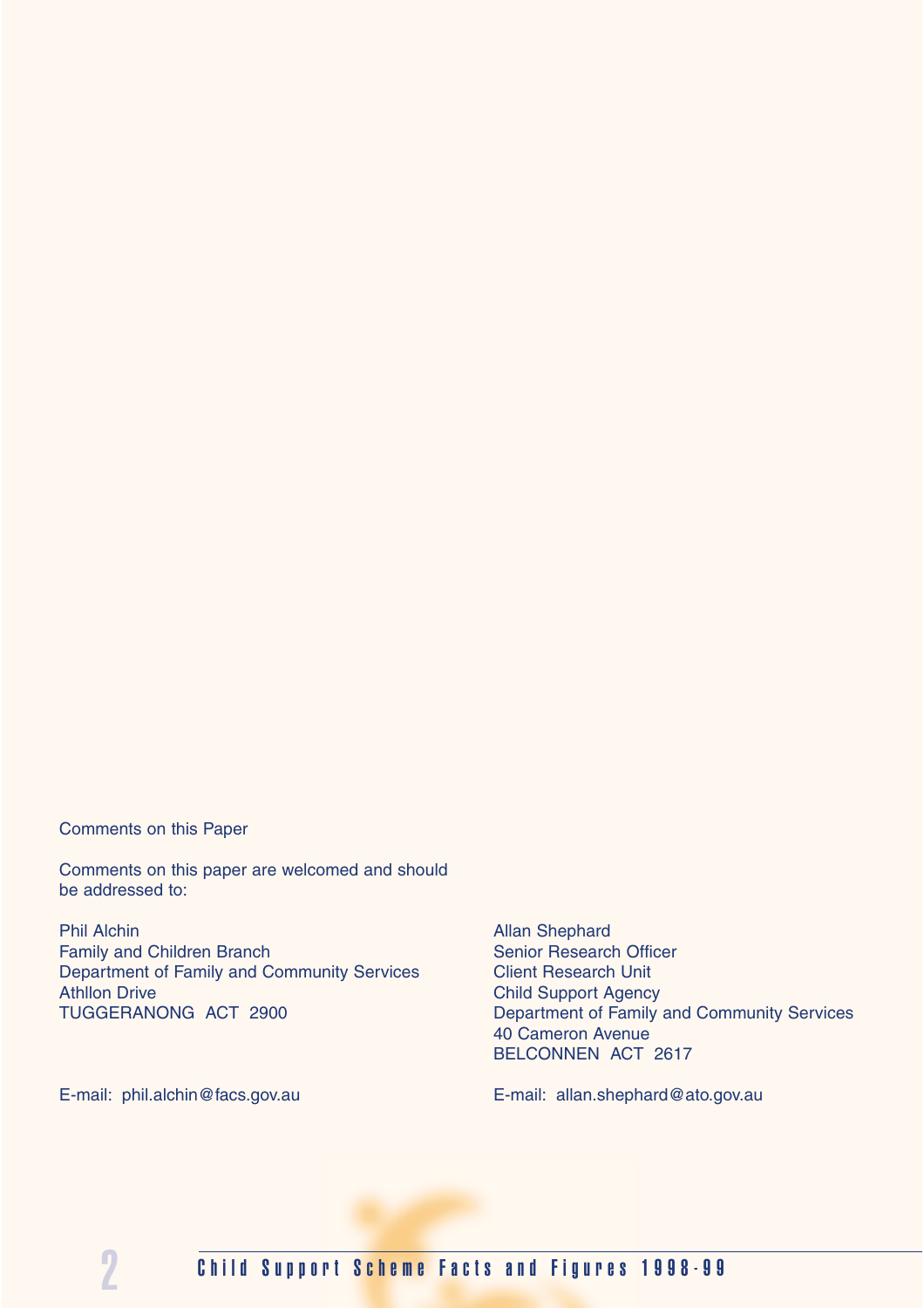Comments on this Paper

Comments on this paper are welcomed and should be addressed to:

Phil Alchin
Family and Children Branch
Department of Family and Community Services
Athllon Drive
TUGGERANONG ACT 2900

E-mail: phil.alchin@facs.gov.au

Allan Shephard
Senior Research Officer
Client Research Unit
Child Support Agency
Department of Family and Community Services
40 Cameron Avenue
BELCONNEN ACT 2617

E-mail: allan.shephard@ato.gov.au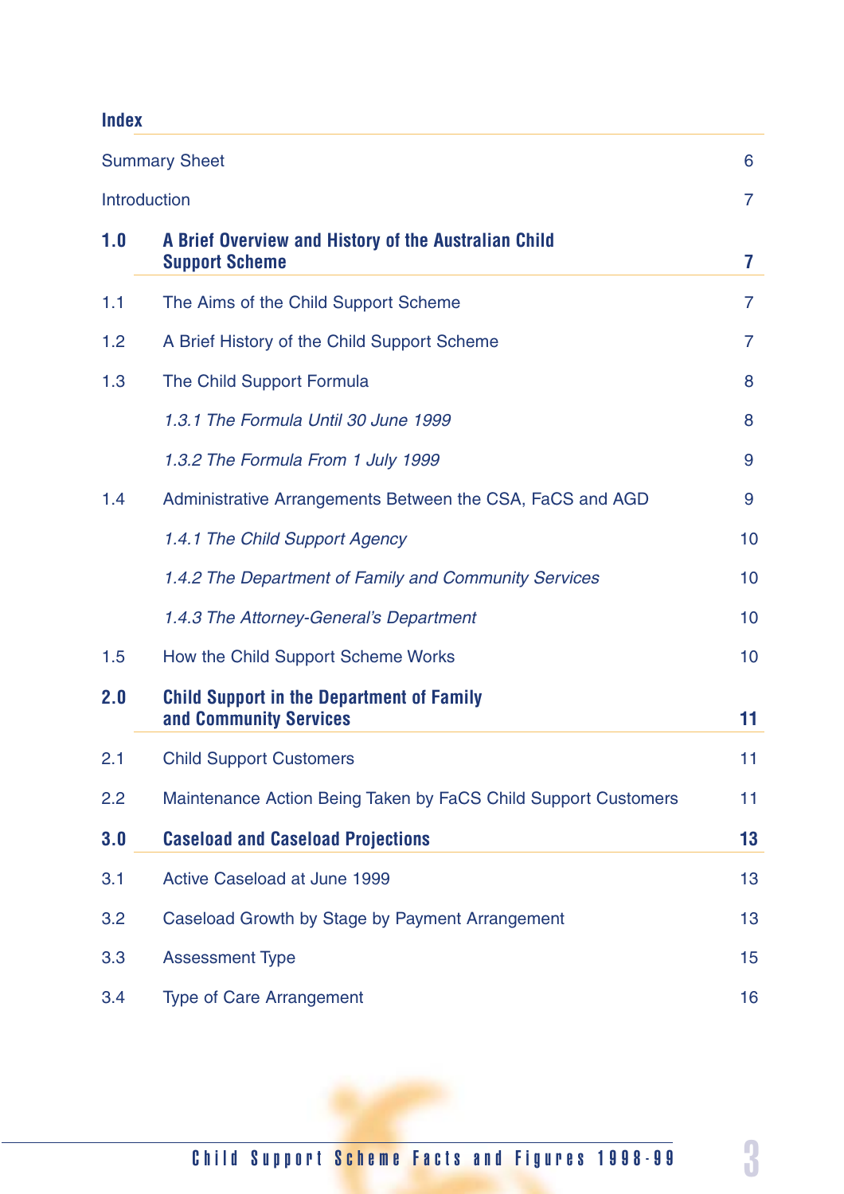## Index

| | | |
|---|---|---|
| Summary Sheet | | 6 |
| Introduction | | 7 |
| **1.0** | **A Brief Overview and History of the Australian Child Support Scheme** | **7** |
| 1.1 | The Aims of the Child Support Scheme | 7 |
| 1.2 | A Brief History of the Child Support Scheme | 7 |
| 1.3 | The Child Support Formula | 8 |
| | *1.3.1 The Formula Until 30 June 1999* | 8 |
| | *1.3.2 The Formula From 1 July 1999* | 9 |
| 1.4 | Administrative Arrangements Between the CSA, FaCS and AGD | 9 |
| | *1.4.1 The Child Support Agency* | 10 |
| | *1.4.2 The Department of Family and Community Services* | 10 |
| | *1.4.3 The Attorney-General's Department* | 10 |
| 1.5 | How the Child Support Scheme Works | 10 |
| **2.0** | **Child Support in the Department of Family and Community Services** | **11** |
| 2.1 | Child Support Customers | 11 |
| 2.2 | Maintenance Action Being Taken by FaCS Child Support Customers | 11 |
| **3.0** | **Caseload and Caseload Projections** | **13** |
| 3.1 | Active Caseload at June 1999 | 13 |
| 3.2 | Caseload Growth by Stage by Payment Arrangement | 13 |
| 3.3 | Assessment Type | 15 |
| 3.4 | Type of Care Arrangement | 16 |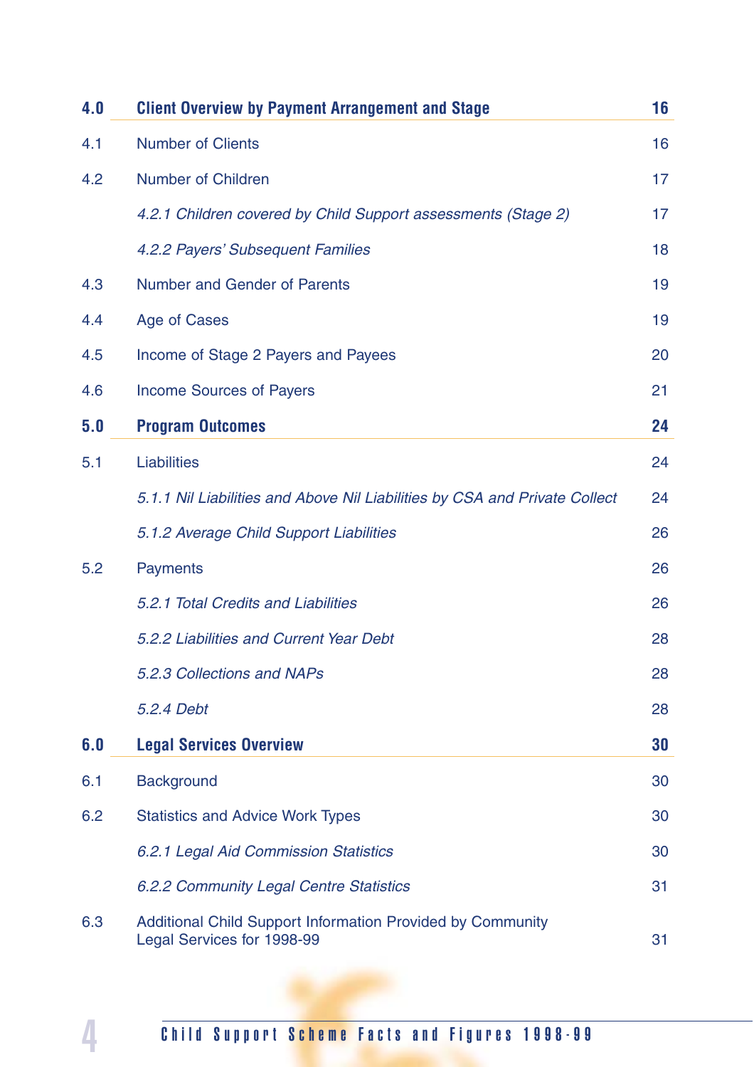| | | |
|---|---|---|
| **4.0** | **Client Overview by Payment Arrangement and Stage** | **16** |
| 4.1 | Number of Clients | 16 |
| 4.2 | Number of Children | 17 |
| | *4.2.1 Children covered by Child Support assessments (Stage 2)* | 17 |
| | *4.2.2 Payers' Subsequent Families* | 18 |
| 4.3 | Number and Gender of Parents | 19 |
| 4.4 | Age of Cases | 19 |
| 4.5 | Income of Stage 2 Payers and Payees | 20 |
| 4.6 | Income Sources of Payers | 21 |
| **5.0** | **Program Outcomes** | **24** |
| 5.1 | Liabilities | 24 |
| | *5.1.1 Nil Liabilities and Above Nil Liabilities by CSA and Private Collect* | 24 |
| | *5.1.2 Average Child Support Liabilities* | 26 |
| 5.2 | Payments | 26 |
| | *5.2.1 Total Credits and Liabilities* | 26 |
| | *5.2.2 Liabilities and Current Year Debt* | 28 |
| | *5.2.3 Collections and NAPs* | 28 |
| | *5.2.4 Debt* | 28 |
| **6.0** | **Legal Services Overview** | **30** |
| 6.1 | Background | 30 |
| 6.2 | Statistics and Advice Work Types | 30 |
| | *6.2.1 Legal Aid Commission Statistics* | 30 |
| | *6.2.2 Community Legal Centre Statistics* | 31 |
| 6.3 | Additional Child Support Information Provided by Community Legal Services for 1998-99 | 31 |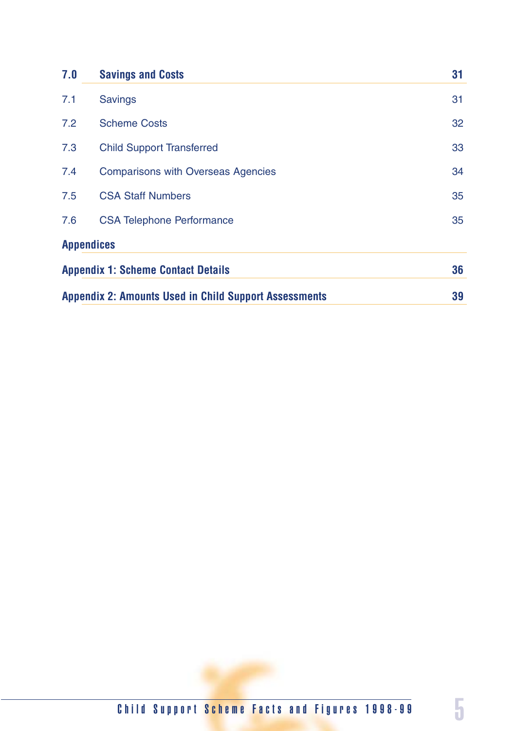| | | |
|---|---|---|
| **7.0** | **Savings and Costs** | **31** |
| 7.1 | Savings | 31 |
| 7.2 | Scheme Costs | 32 |
| 7.3 | Child Support Transferred | 33 |
| 7.4 | Comparisons with Overseas Agencies | 34 |
| 7.5 | CSA Staff Numbers | 35 |
| 7.6 | CSA Telephone Performance | 35 |

**Appendices**

| | |
|---|---|
| **Appendix 1: Scheme Contact Details** | **36** |
| **Appendix 2: Amounts Used in Child Support Assessments** | **39** |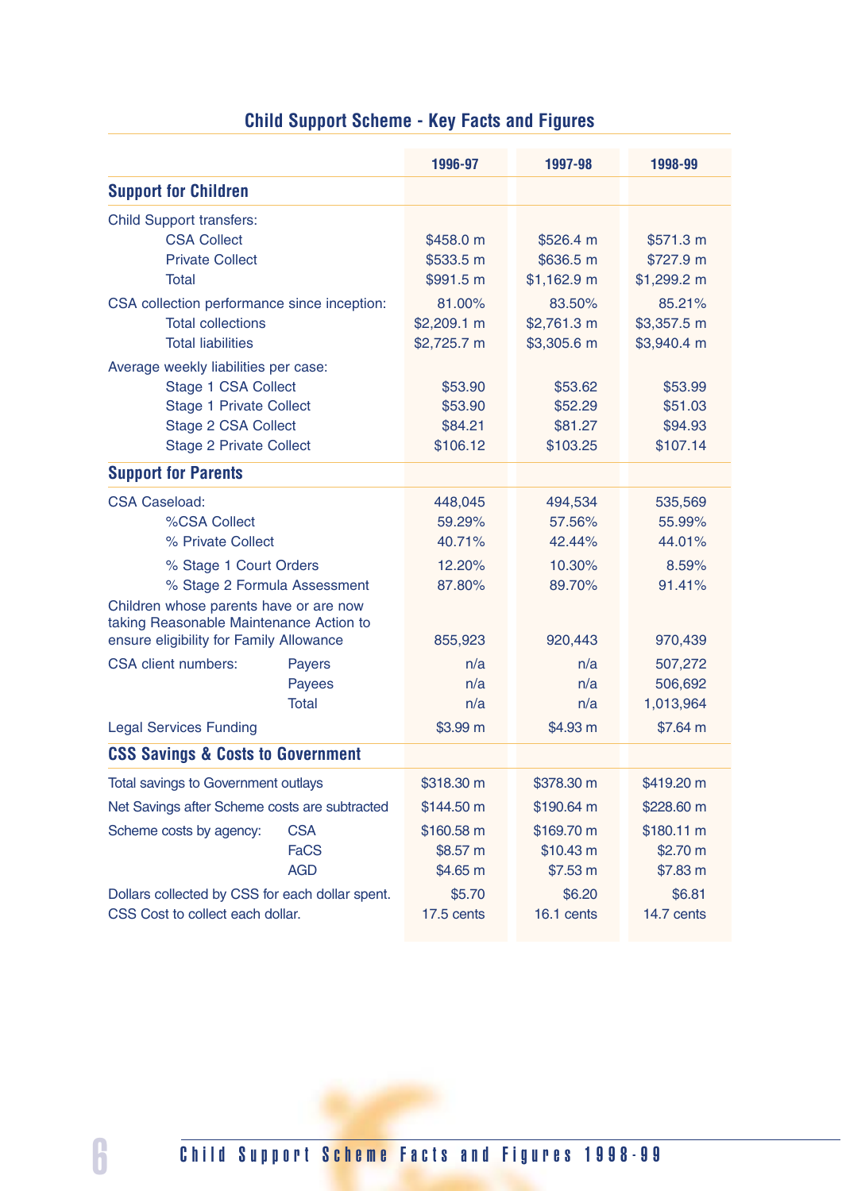## Child Support Scheme - Key Facts and Figures

| | | 1996-97 | 1997-98 | 1998-99 |
|---|---|---|---|---|
| **Support for Children** | | | | |
| Child Support transfers: | | | | |
| CSA Collect | | $458.0 m | $526.4 m | $571.3 m |
| Private Collect | | $533.5 m | $636.5 m | $727.9 m |
| Total | | $991.5 m | $1,162.9 m | $1,299.2 m |
| CSA collection performance since inception: | | 81.00% | 83.50% | 85.21% |
| Total collections | | $2,209.1 m | $2,761.3 m | $3,357.5 m |
| Total liabilities | | $2,725.7 m | $3,305.6 m | $3,940.4 m |
| Average weekly liabilities per case: | | | | |
| Stage 1 CSA Collect | | $53.90 | $53.62 | $53.99 |
| Stage 1 Private Collect | | $53.90 | $52.29 | $51.03 |
| Stage 2 CSA Collect | | $84.21 | $81.27 | $94.93 |
| Stage 2 Private Collect | | $106.12 | $103.25 | $107.14 |
| **Support for Parents** | | | | |
| CSA Caseload: | | 448,045 | 494,534 | 535,569 |
| %CSA Collect | | 59.29% | 57.56% | 55.99% |
| % Private Collect | | 40.71% | 42.44% | 44.01% |
| % Stage 1 Court Orders | | 12.20% | 10.30% | 8.59% |
| % Stage 2 Formula Assessment | | 87.80% | 89.70% | 91.41% |
| Children whose parents have or are now taking Reasonable Maintenance Action to ensure eligibility for Family Allowance | | 855,923 | 920,443 | 970,439 |
| CSA client numbers: | Payers | n/a | n/a | 507,272 |
| | Payees | n/a | n/a | 506,692 |
| | Total | n/a | n/a | 1,013,964 |
| Legal Services Funding | | $3.99 m | $4.93 m | $7.64 m |
| **CSS Savings & Costs to Government** | | | | |
| Total savings to Government outlays | | $318.30 m | $378.30 m | $419.20 m |
| Net Savings after Scheme costs are subtracted | | $144.50 m | $190.64 m | $228.60 m |
| Scheme costs by agency: | CSA | $160.58 m | $169.70 m | $180.11 m |
| | FaCS | $8.57 m | $10.43 m | $2.70 m |
| | AGD | $4.65 m | $7.53 m | $7.83 m |
| Dollars collected by CSS for each dollar spent. | | $5.70 | $6.20 | $6.81 |
| CSS Cost to collect each dollar. | | 17.5 cents | 16.1 cents | 14.7 cents |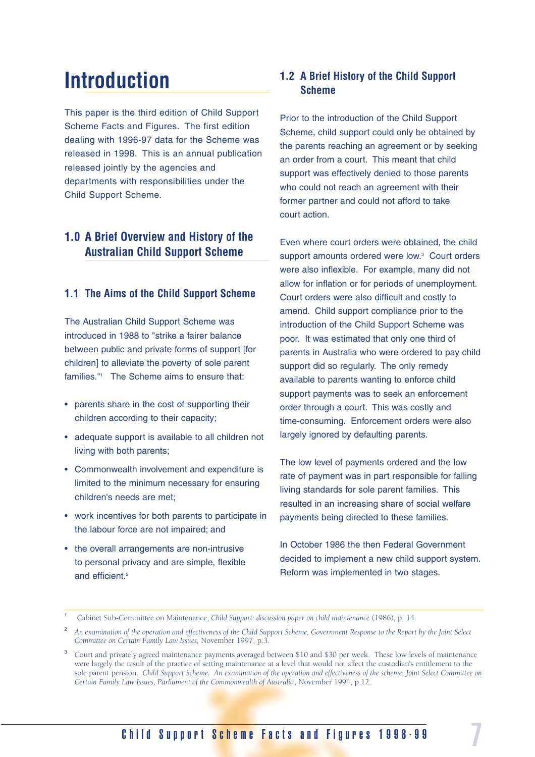# Introduction

This paper is the third edition of Child Support Scheme Facts and Figures. The first edition dealing with 1996-97 data for the Scheme was released in 1998. This is an annual publication released jointly by the agencies and departments with responsibilities under the Child Support Scheme.

## 1.0 A Brief Overview and History of the Australian Child Support Scheme

### 1.1 The Aims of the Child Support Scheme

The Australian Child Support Scheme was introduced in 1988 to "strike a fairer balance between public and private forms of support [for children] to alleviate the poverty of sole parent families."[1] The Scheme aims to ensure that:

- parents share in the cost of supporting their children according to their capacity;
- adequate support is available to all children not living with both parents;
- Commonwealth involvement and expenditure is limited to the minimum necessary for ensuring children's needs are met;
- work incentives for both parents to participate in the labour force are not impaired; and
- the overall arrangements are non-intrusive to personal privacy and are simple, flexible and efficient.[2]

### 1.2 A Brief History of the Child Support Scheme

Prior to the introduction of the Child Support Scheme, child support could only be obtained by the parents reaching an agreement or by seeking an order from a court. This meant that child support was effectively denied to those parents who could not reach an agreement with their former partner and could not afford to take court action.

Even where court orders were obtained, the child support amounts ordered were low.[3] Court orders were also inflexible. For example, many did not allow for inflation or for periods of unemployment. Court orders were also difficult and costly to amend. Child support compliance prior to the introduction of the Child Support Scheme was poor. It was estimated that only one third of parents in Australia who were ordered to pay child support did so regularly. The only remedy available to parents wanting to enforce child support payments was to seek an enforcement order through a court. This was costly and time-consuming. Enforcement orders were also largely ignored by defaulting parents.

The low level of payments ordered and the low rate of payment was in part responsible for falling living standards for sole parent families. This resulted in an increasing share of social welfare payments being directed to these families.

In October 1986 the then Federal Government decided to implement a new child support system. Reform was implemented in two stages.

---

[1] Cabinet Sub-Committee on Maintenance, *Child Support: discussion paper on child maintenance* (1986), p. 14.

[2] *An examination of the operation and effectiveness of the Child Support Scheme, Government Response to the Report by the Joint Select Committee on Certain Family Law Issues,* November 1997, p.3.

[3] Court and privately agreed maintenance payments averaged between $10 and $30 per week. These low levels of maintenance were largely the result of the practice of setting maintenance at a level that would not affect the custodian's entitlement to the sole parent pension. *Child Support Scheme. An examination of the operation and effectiveness of the scheme, Joint Select Committee on Certain Family Law Issues, Parliament of the Commonwealth of Australia*, November 1994, p.12.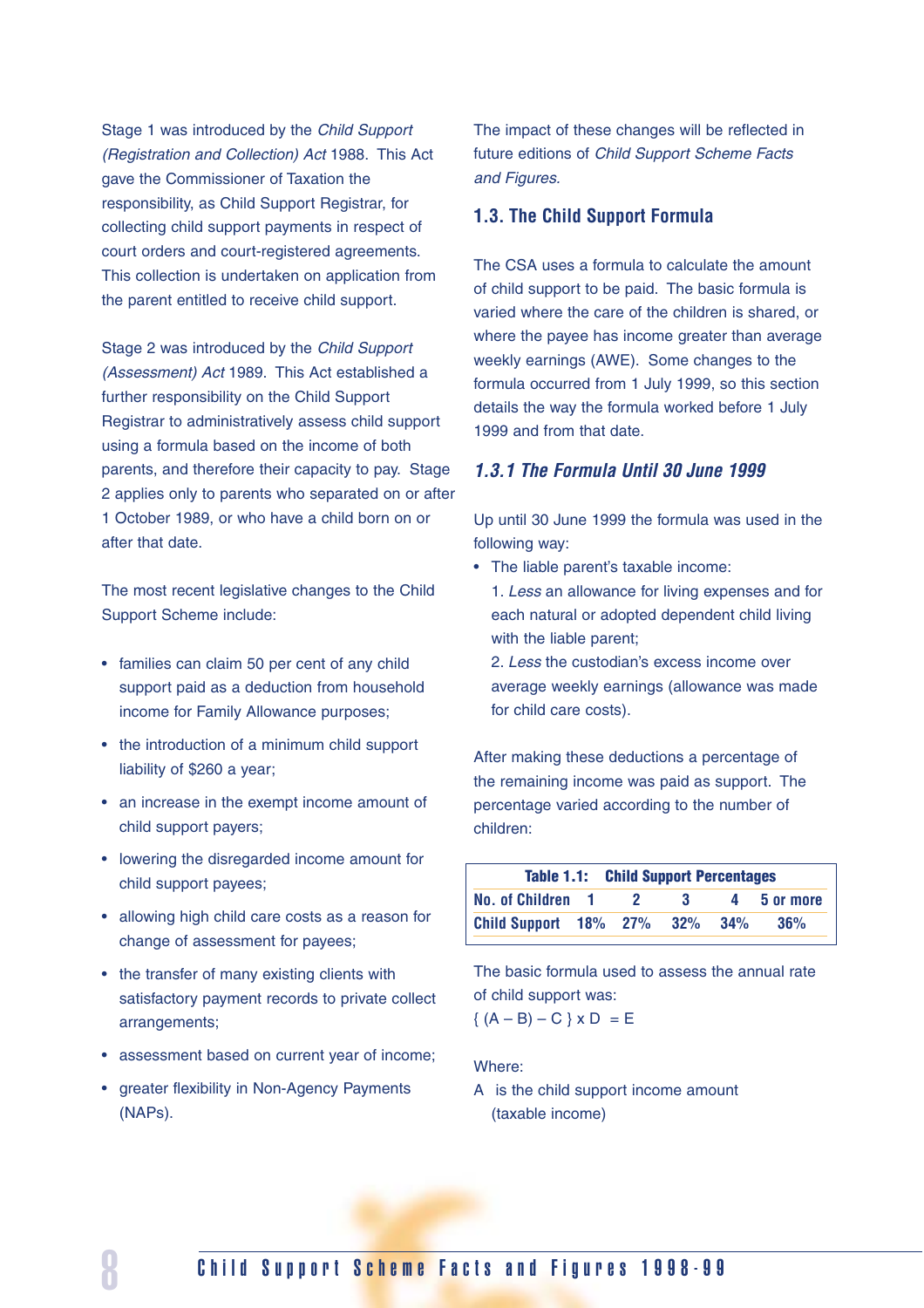Stage 1 was introduced by the *Child Support (Registration and Collection) Act* 1988. This Act gave the Commissioner of Taxation the responsibility, as Child Support Registrar, for collecting child support payments in respect of court orders and court-registered agreements. This collection is undertaken on application from the parent entitled to receive child support.

Stage 2 was introduced by the *Child Support (Assessment) Act* 1989. This Act established a further responsibility on the Child Support Registrar to administratively assess child support using a formula based on the income of both parents, and therefore their capacity to pay. Stage 2 applies only to parents who separated on or after 1 October 1989, or who have a child born on or after that date.

The most recent legislative changes to the Child Support Scheme include:

- families can claim 50 per cent of any child support paid as a deduction from household income for Family Allowance purposes;
- the introduction of a minimum child support liability of $260 a year;
- an increase in the exempt income amount of child support payers;
- lowering the disregarded income amount for child support payees;
- allowing high child care costs as a reason for change of assessment for payees;
- the transfer of many existing clients with satisfactory payment records to private collect arrangements;
- assessment based on current year of income;
- greater flexibility in Non-Agency Payments (NAPs).

The impact of these changes will be reflected in future editions of *Child Support Scheme Facts and Figures*.

## 1.3. The Child Support Formula

The CSA uses a formula to calculate the amount of child support to be paid. The basic formula is varied where the care of the children is shared, or where the payee has income greater than average weekly earnings (AWE). Some changes to the formula occurred from 1 July 1999, so this section details the way the formula worked before 1 July 1999 and from that date.

### *1.3.1 The Formula Until 30 June 1999*

Up until 30 June 1999 the formula was used in the following way:

- The liable parent's taxable income:
  1. *Less* an allowance for living expenses and for each natural or adopted dependent child living with the liable parent;
  2. *Less* the custodian's excess income over average weekly earnings (allowance was made for child care costs).

After making these deductions a percentage of the remaining income was paid as support. The percentage varied according to the number of children:

**Table 1.1: Child Support Percentages**

| No. of Children | 1 | 2 | 3 | 4 | 5 or more |
|---|---|---|---|---|---|
| Child Support | 18% | 27% | 32% | 34% | 36% |

The basic formula used to assess the annual rate of child support was:

$$\{ (A - B) - C \} \times D = E$$

Where:

A is the child support income amount (taxable income)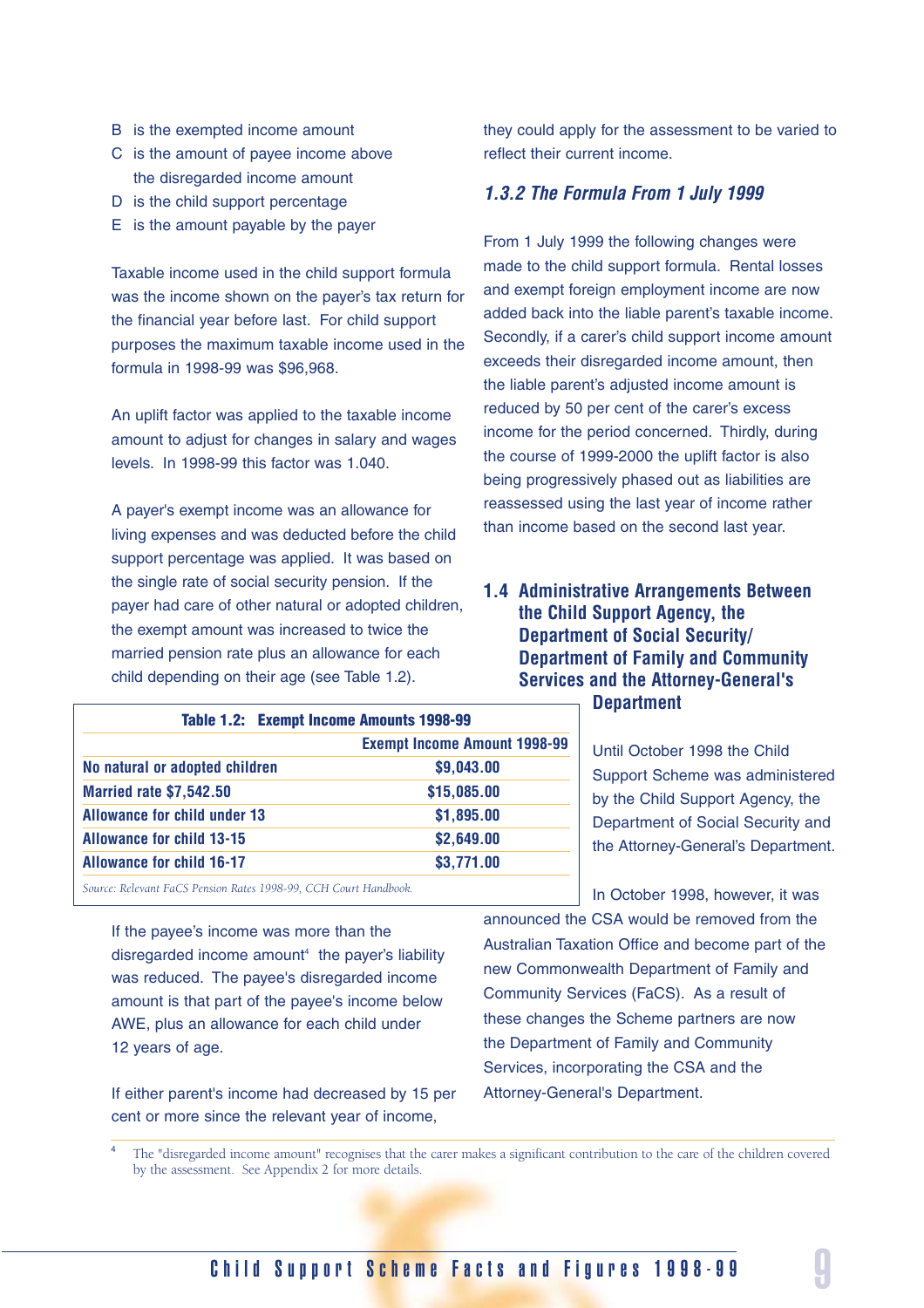B is the exempted income amount

C is the amount of payee income above the disregarded income amount

D is the child support percentage

E is the amount payable by the payer

Taxable income used in the child support formula was the income shown on the payer's tax return for the financial year before last. For child support purposes the maximum taxable income used in the formula in 1998-99 was $96,968.

An uplift factor was applied to the taxable income amount to adjust for changes in salary and wages levels. In 1998-99 this factor was 1.040.

A payer's exempt income was an allowance for living expenses and was deducted before the child support percentage was applied. It was based on the single rate of social security pension. If the payer had care of other natural or adopted children, the exempt amount was increased to twice the married pension rate plus an allowance for each child depending on their age (see Table 1.2).

**Table 1.2: Exempt Income Amounts 1998-99**

| | Exempt Income Amount 1998-99 |
|---|---|
| No natural or adopted children | $9,043.00 |
| Married rate $7,542.50 | $15,085.00 |
| Allowance for child under 13 | $1,895.00 |
| Allowance for child 13-15 | $2,649.00 |
| Allowance for child 16-17 | $3,771.00 |

*Source: Relevant FaCS Pension Rates 1998-99, CCH Court Handbook.*

If the payee's income was more than the disregarded income amount[4] the payer's liability was reduced. The payee's disregarded income amount is that part of the payee's income below AWE, plus an allowance for each child under 12 years of age.

If either parent's income had decreased by 15 per cent or more since the relevant year of income, they could apply for the assessment to be varied to reflect their current income.

### *1.3.2 The Formula From 1 July 1999*

From 1 July 1999 the following changes were made to the child support formula. Rental losses and exempt foreign employment income are now added back into the liable parent's taxable income. Secondly, if a carer's child support income amount exceeds their disregarded income amount, then the liable parent's adjusted income amount is reduced by 50 per cent of the carer's excess income for the period concerned. Thirdly, during the course of 1999-2000 the uplift factor is also being progressively phased out as liabilities are reassessed using the last year of income rather than income based on the second last year.

## 1.4 Administrative Arrangements Between the Child Support Agency, the Department of Social Security/ Department of Family and Community Services and the Attorney-General's Department

Until October 1998 the Child Support Scheme was administered by the Child Support Agency, the Department of Social Security and the Attorney-General's Department.

In October 1998, however, it was announced the CSA would be removed from the Australian Taxation Office and become part of the new Commonwealth Department of Family and Community Services (FaCS). As a result of these changes the Scheme partners are now the Department of Family and Community Services, incorporating the CSA and the Attorney-General's Department.

[4] The "disregarded income amount" recognises that the carer makes a significant contribution to the care of the children covered by the assessment. See Appendix 2 for more details.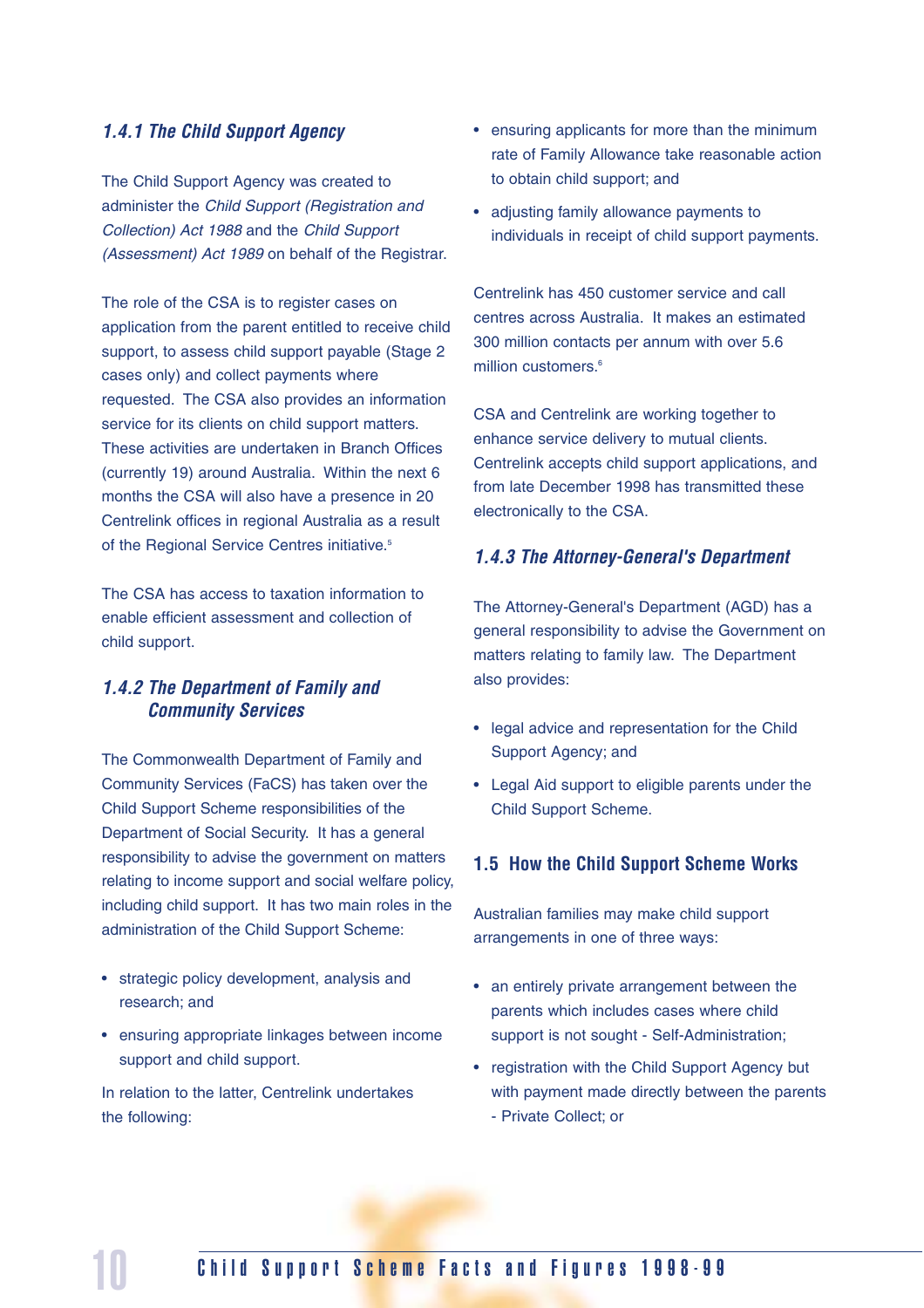### *1.4.1 The Child Support Agency*

The Child Support Agency was created to administer the *Child Support (Registration and Collection) Act 1988* and the *Child Support (Assessment) Act 1989* on behalf of the Registrar.

The role of the CSA is to register cases on application from the parent entitled to receive child support, to assess child support payable (Stage 2 cases only) and collect payments where requested. The CSA also provides an information service for its clients on child support matters. These activities are undertaken in Branch Offices (currently 19) around Australia. Within the next 6 months the CSA will also have a presence in 20 Centrelink offices in regional Australia as a result of the Regional Service Centres initiative.[5]

The CSA has access to taxation information to enable efficient assessment and collection of child support.

### *1.4.2 The Department of Family and Community Services*

The Commonwealth Department of Family and Community Services (FaCS) has taken over the Child Support Scheme responsibilities of the Department of Social Security. It has a general responsibility to advise the government on matters relating to income support and social welfare policy, including child support. It has two main roles in the administration of the Child Support Scheme:

- strategic policy development, analysis and research; and
- ensuring appropriate linkages between income support and child support.

In relation to the latter, Centrelink undertakes the following:

- ensuring applicants for more than the minimum rate of Family Allowance take reasonable action to obtain child support; and
- adjusting family allowance payments to individuals in receipt of child support payments.

Centrelink has 450 customer service and call centres across Australia. It makes an estimated 300 million contacts per annum with over 5.6 million customers.[6]

CSA and Centrelink are working together to enhance service delivery to mutual clients. Centrelink accepts child support applications, and from late December 1998 has transmitted these electronically to the CSA.

### *1.4.3 The Attorney-General's Department*

The Attorney-General's Department (AGD) has a general responsibility to advise the Government on matters relating to family law. The Department also provides:

- legal advice and representation for the Child Support Agency; and
- Legal Aid support to eligible parents under the Child Support Scheme.

## 1.5 How the Child Support Scheme Works

Australian families may make child support arrangements in one of three ways:

- an entirely private arrangement between the parents which includes cases where child support is not sought - Self-Administration;
- registration with the Child Support Agency but with payment made directly between the parents - Private Collect; or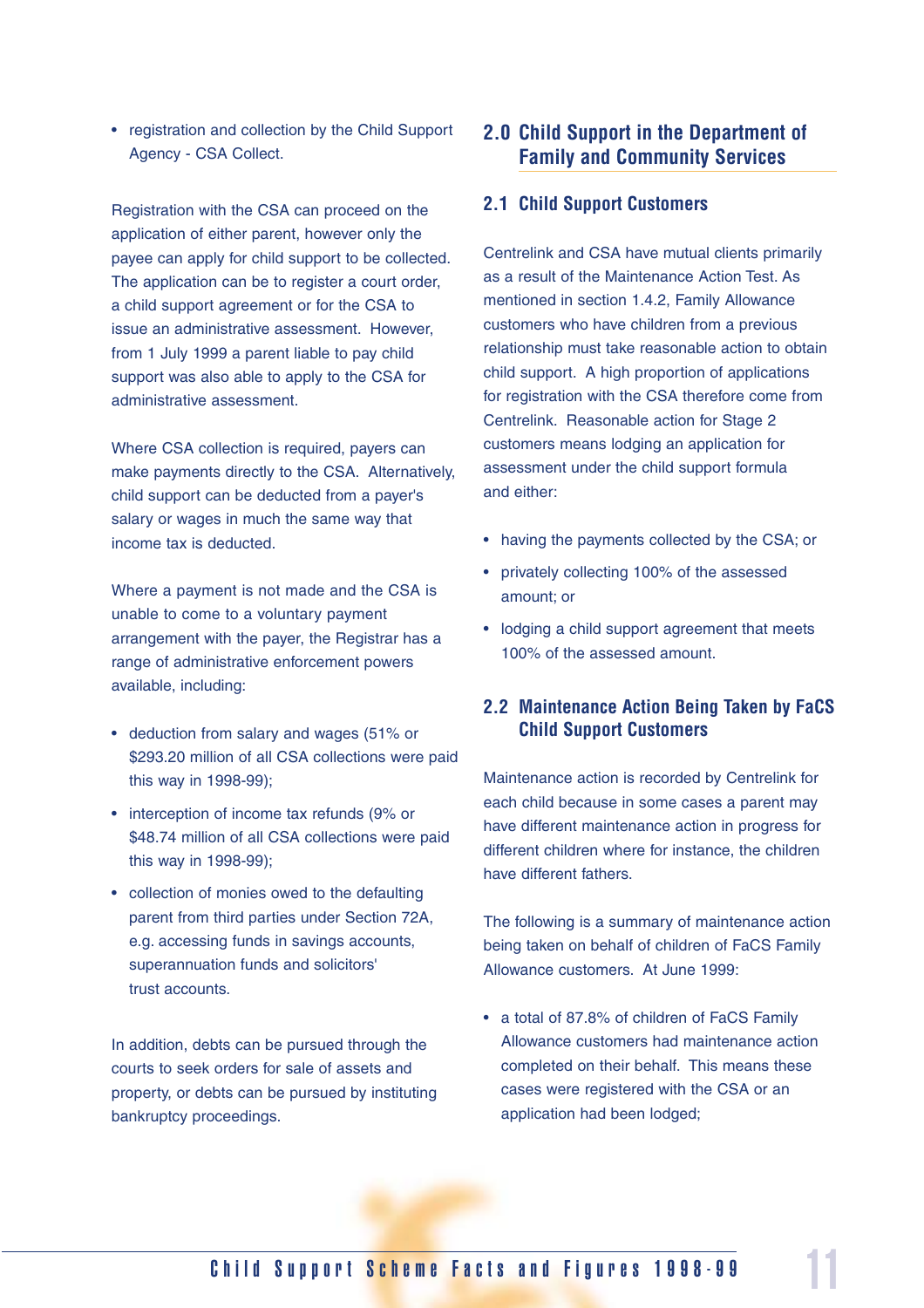- registration and collection by the Child Support Agency - CSA Collect.

Registration with the CSA can proceed on the application of either parent, however only the payee can apply for child support to be collected. The application can be to register a court order, a child support agreement or for the CSA to issue an administrative assessment. However, from 1 July 1999 a parent liable to pay child support was also able to apply to the CSA for administrative assessment.

Where CSA collection is required, payers can make payments directly to the CSA. Alternatively, child support can be deducted from a payer's salary or wages in much the same way that income tax is deducted.

Where a payment is not made and the CSA is unable to come to a voluntary payment arrangement with the payer, the Registrar has a range of administrative enforcement powers available, including:

- deduction from salary and wages (51% or \$293.20 million of all CSA collections were paid this way in 1998-99);
- interception of income tax refunds (9% or \$48.74 million of all CSA collections were paid this way in 1998-99);
- collection of monies owed to the defaulting parent from third parties under Section 72A, e.g. accessing funds in savings accounts, superannuation funds and solicitors' trust accounts.

In addition, debts can be pursued through the courts to seek orders for sale of assets and property, or debts can be pursued by instituting bankruptcy proceedings.

## 2.0 Child Support in the Department of Family and Community Services

### 2.1 Child Support Customers

Centrelink and CSA have mutual clients primarily as a result of the Maintenance Action Test. As mentioned in section 1.4.2, Family Allowance customers who have children from a previous relationship must take reasonable action to obtain child support. A high proportion of applications for registration with the CSA therefore come from Centrelink. Reasonable action for Stage 2 customers means lodging an application for assessment under the child support formula and either:

- having the payments collected by the CSA; or
- privately collecting 100% of the assessed amount; or
- lodging a child support agreement that meets 100% of the assessed amount.

### 2.2 Maintenance Action Being Taken by FaCS Child Support Customers

Maintenance action is recorded by Centrelink for each child because in some cases a parent may have different maintenance action in progress for different children where for instance, the children have different fathers.

The following is a summary of maintenance action being taken on behalf of children of FaCS Family Allowance customers. At June 1999:

- a total of 87.8% of children of FaCS Family Allowance customers had maintenance action completed on their behalf. This means these cases were registered with the CSA or an application had been lodged;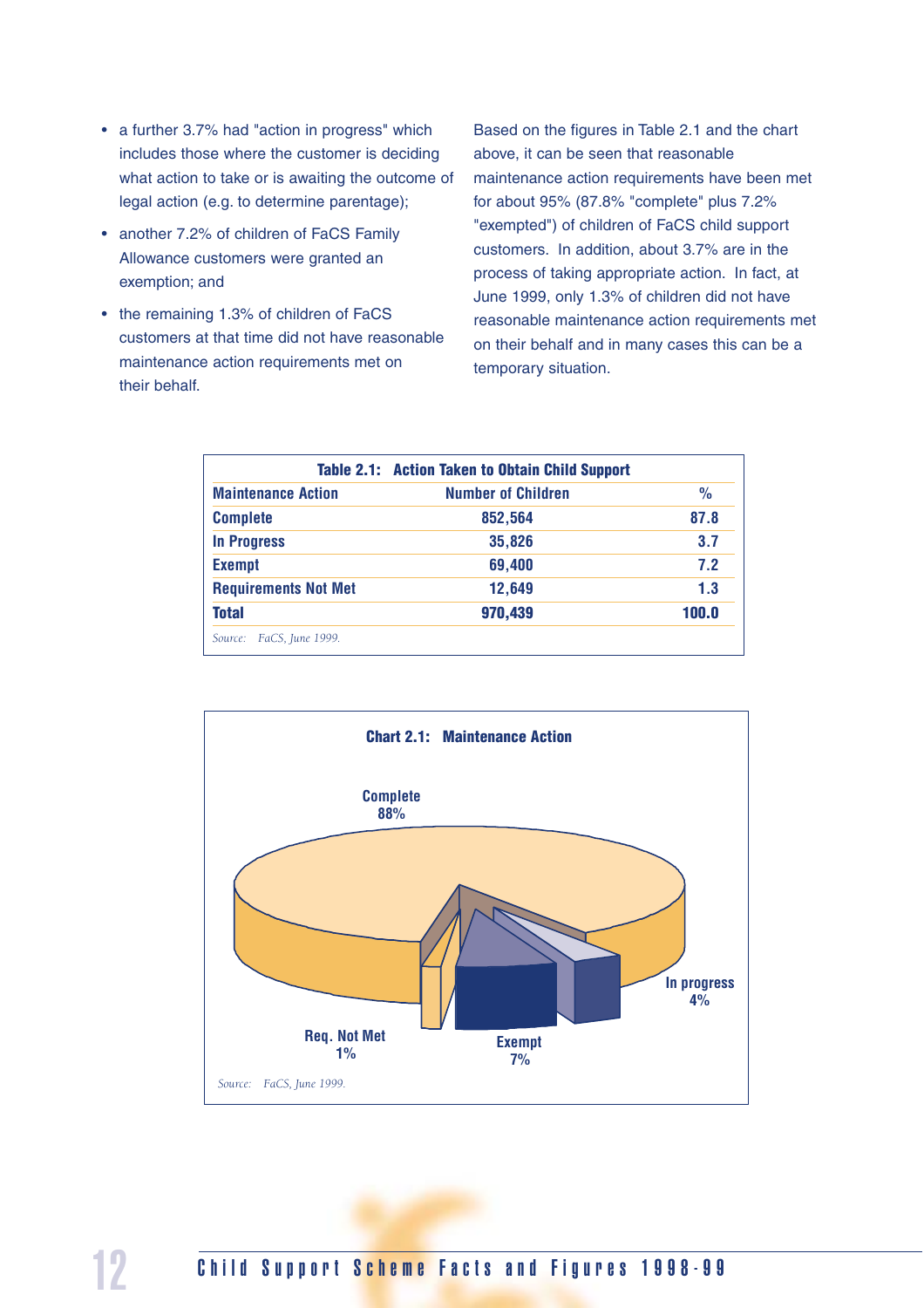- a further 3.7% had "action in progress" which includes those where the customer is deciding what action to take or is awaiting the outcome of legal action (e.g. to determine parentage);
- another 7.2% of children of FaCS Family Allowance customers were granted an exemption; and
- the remaining 1.3% of children of FaCS customers at that time did not have reasonable maintenance action requirements met on their behalf.

Based on the figures in Table 2.1 and the chart above, it can be seen that reasonable maintenance action requirements have been met for about 95% (87.8% "complete" plus 7.2% "exempted") of children of FaCS child support customers. In addition, about 3.7% are in the process of taking appropriate action. In fact, at June 1999, only 1.3% of children did not have reasonable maintenance action requirements met on their behalf and in many cases this can be a temporary situation.

**Table 2.1: Action Taken to Obtain Child Support**

| Maintenance Action | Number of Children | % |
|---|---|---|
| Complete | 852,564 | 87.8 |
| In Progress | 35,826 | 3.7 |
| Exempt | 69,400 | 7.2 |
| Requirements Not Met | 12,649 | 1.3 |
| **Total** | **970,439** | **100.0** |

*Source: FaCS, June 1999.*

**Chart 2.1: Maintenance Action**

Complete 88%

In progress 4%

Exempt 7%

Req. Not Met 1%

*Source: FaCS, June 1999.*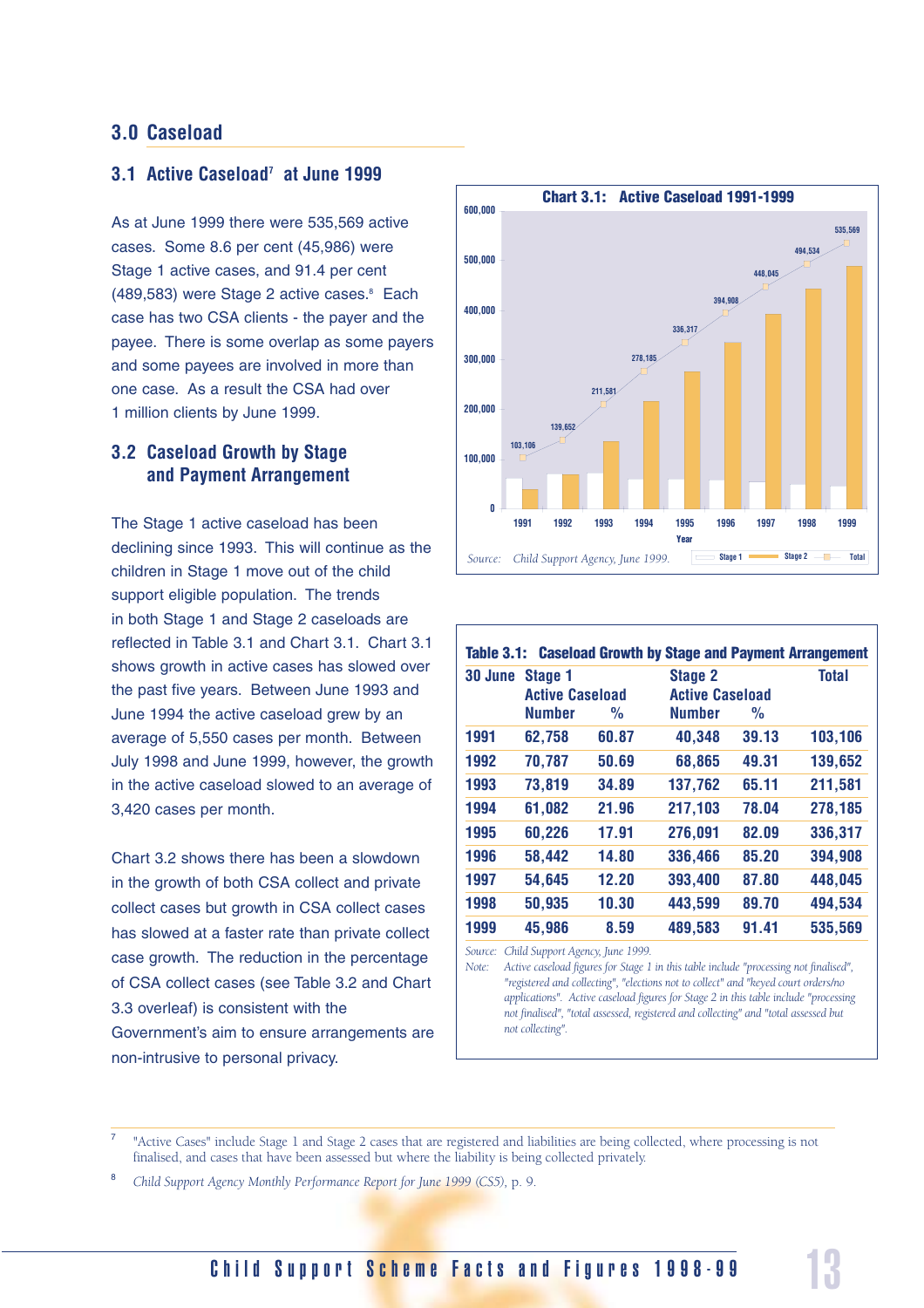## 3.0 Caseload

### 3.1 Active Caseload[7] at June 1999

As at June 1999 there were 535,569 active cases. Some 8.6 per cent (45,986) were Stage 1 active cases, and 91.4 per cent (489,583) were Stage 2 active cases.[8] Each case has two CSA clients - the payer and the payee. There is some overlap as some payers and some payees are involved in more than one case. As a result the CSA had over 1 million clients by June 1999.

### 3.2 Caseload Growth by Stage and Payment Arrangement

The Stage 1 active caseload has been declining since 1993. This will continue as the children in Stage 1 move out of the child support eligible population. The trends in both Stage 1 and Stage 2 caseloads are reflected in Table 3.1 and Chart 3.1. Chart 3.1 shows growth in active cases has slowed over the past five years. Between June 1993 and June 1994 the active caseload grew by an average of 5,550 cases per month. Between July 1998 and June 1999, however, the growth in the active caseload slowed to an average of 3,420 cases per month.

Chart 3.2 shows there has been a slowdown in the growth of both CSA collect and private collect cases but growth in CSA collect cases has slowed at a faster rate than private collect case growth. The reduction in the percentage of CSA collect cases (see Table 3.2 and Chart 3.3 overleaf) is consistent with the Government's aim to ensure arrangements are non-intrusive to personal privacy.

**Chart 3.1: Active Caseload 1991-1999**

| Year | Total |
|---|---|
| 1991 | 103,106 |
| 1992 | 139,652 |
| 1993 | 211,581 |
| 1994 | 278,185 |
| 1995 | 336,317 |
| 1996 | 394,908 |
| 1997 | 448,045 |
| 1998 | 494,534 |
| 1999 | 535,569 |

Legend: Stage 1, Stage 2, Total

*Source: Child Support Agency, June 1999.*

**Table 3.1: Caseload Growth by Stage and Payment Arrangement**

| 30 June | Stage 1 Active Caseload | | Stage 2 Active Caseload | | Total |
|---|---|---|---|---|---|
| | Number | % | Number | % | |
| 1991 | 62,758 | 60.87 | 40,348 | 39.13 | 103,106 |
| 1992 | 70,787 | 50.69 | 68,865 | 49.31 | 139,652 |
| 1993 | 73,819 | 34.89 | 137,762 | 65.11 | 211,581 |
| 1994 | 61,082 | 21.96 | 217,103 | 78.04 | 278,185 |
| 1995 | 60,226 | 17.91 | 276,091 | 82.09 | 336,317 |
| 1996 | 58,442 | 14.80 | 336,466 | 85.20 | 394,908 |
| 1997 | 54,645 | 12.20 | 393,400 | 87.80 | 448,045 |
| 1998 | 50,935 | 10.30 | 443,599 | 89.70 | 494,534 |
| 1999 | 45,986 | 8.59 | 489,583 | 91.41 | 535,569 |

Source: *Child Support Agency, June 1999.*

Note: *Active caseload figures for Stage 1 in this table include "processing not finalised", "registered and collecting", "elections not to collect" and "keyed court orders/no applications". Active caseload figures for Stage 2 in this table include "processing not finalised", "total assessed, registered and collecting" and "total assessed but not collecting".*

---

[7] "Active Cases" include Stage 1 and Stage 2 cases that are registered and liabilities are being collected, where processing is not finalised, and cases that have been assessed but where the liability is being collected privately.

[8] *Child Support Agency Monthly Performance Report for June 1999 (CS5)*, p. 9.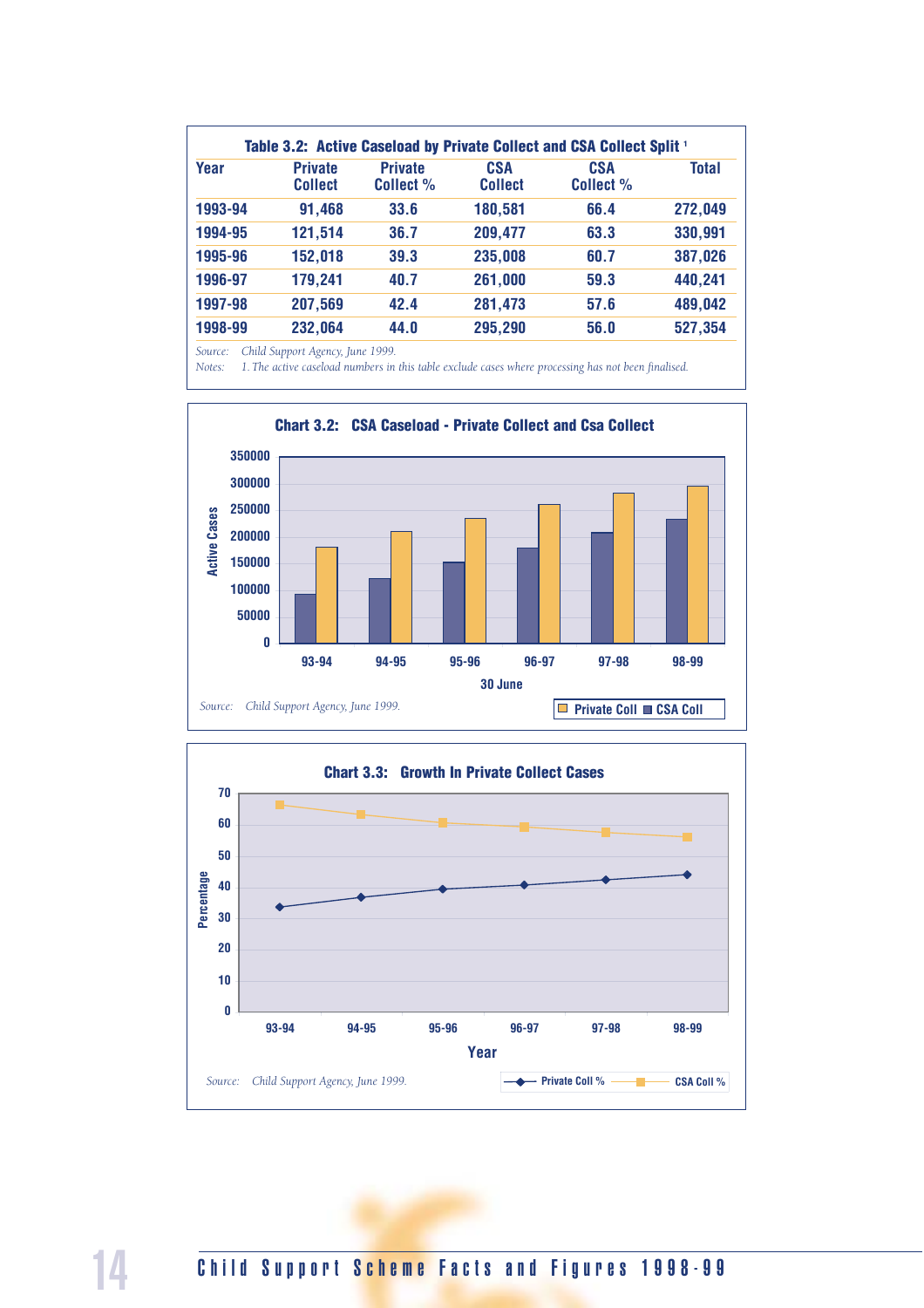**Table 3.2: Active Caseload by Private Collect and CSA Collect Split [1]**

| Year | Private Collect | Private Collect % | CSA Collect | CSA Collect % | Total |
|---|---|---|---|---|---|
| 1993-94 | 91,468 | 33.6 | 180,581 | 66.4 | 272,049 |
| 1994-95 | 121,514 | 36.7 | 209,477 | 63.3 | 330,991 |
| 1995-96 | 152,018 | 39.3 | 235,008 | 60.7 | 387,026 |
| 1996-97 | 179,241 | 40.7 | 261,000 | 59.3 | 440,241 |
| 1997-98 | 207,569 | 42.4 | 281,473 | 57.6 | 489,042 |
| 1998-99 | 232,064 | 44.0 | 295,290 | 56.0 | 527,354 |

*Source: Child Support Agency, June 1999.*

*Notes: 1. The active caseload numbers in this table exclude cases where processing has not been finalised.*

**Chart 3.2: CSA Caseload - Private Collect and Csa Collect**

*Source: Child Support Agency, June 1999.*

**Chart 3.3: Growth In Private Collect Cases**

*Source: Child Support Agency, June 1999.*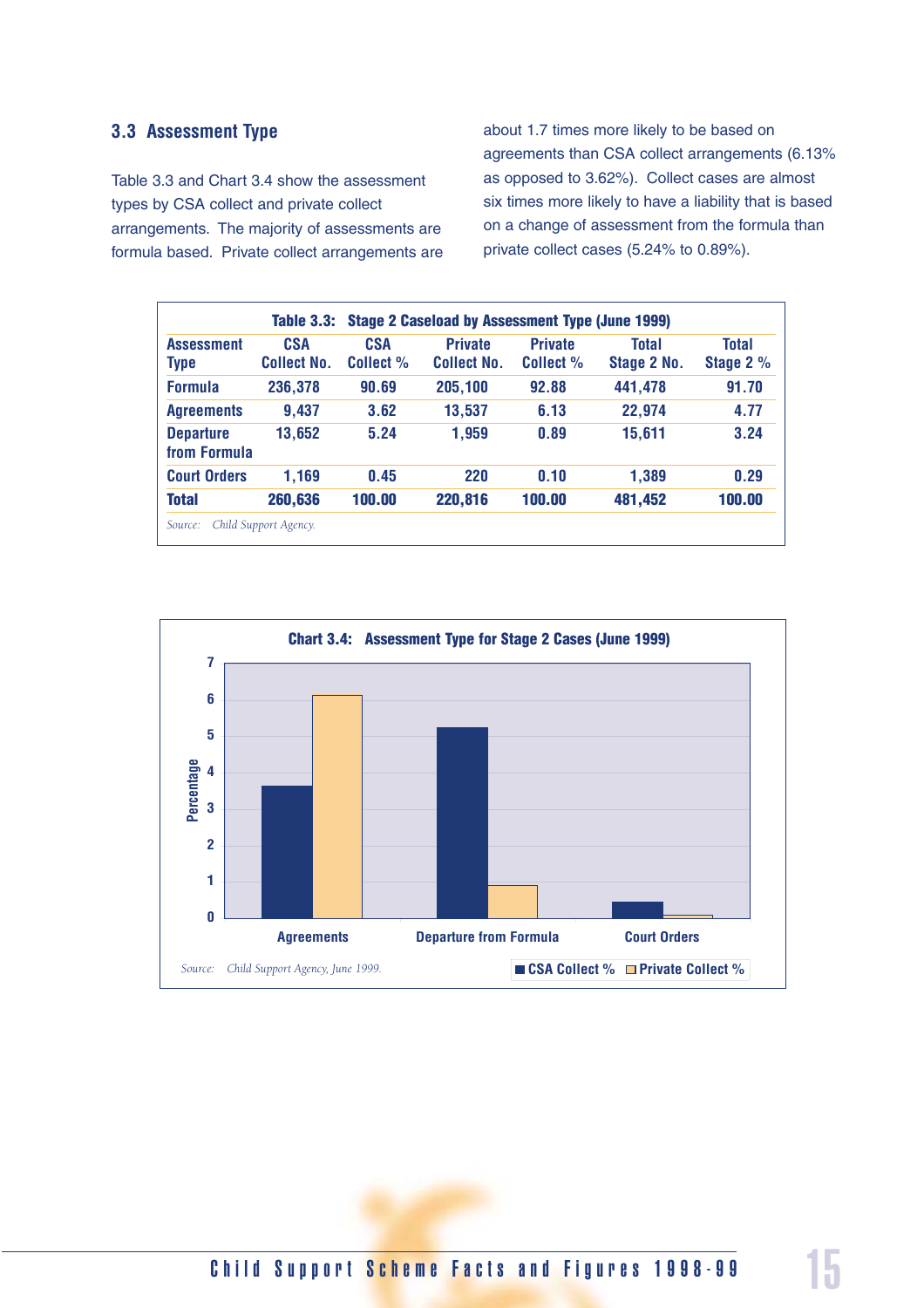### 3.3 Assessment Type

Table 3.3 and Chart 3.4 show the assessment types by CSA collect and private collect arrangements. The majority of assessments are formula based. Private collect arrangements are about 1.7 times more likely to be based on agreements than CSA collect arrangements (6.13% as opposed to 3.62%). Collect cases are almost six times more likely to have a liability that is based on a change of assessment from the formula than private collect cases (5.24% to 0.89%).

**Table 3.3: Stage 2 Caseload by Assessment Type (June 1999)**

| Assessment Type | CSA Collect No. | CSA Collect % | Private Collect No. | Private Collect % | Total Stage 2 No. | Total Stage 2 % |
|---|---|---|---|---|---|---|
| Formula | 236,378 | 90.69 | 205,100 | 92.88 | 441,478 | 91.70 |
| Agreements | 9,437 | 3.62 | 13,537 | 6.13 | 22,974 | 4.77 |
| Departure from Formula | 13,652 | 5.24 | 1,959 | 0.89 | 15,611 | 3.24 |
| Court Orders | 1,169 | 0.45 | 220 | 0.10 | 1,389 | 0.29 |
| **Total** | **260,636** | **100.00** | **220,816** | **100.00** | **481,452** | **100.00** |

*Source: Child Support Agency.*

**Chart 3.4: Assessment Type for Stage 2 Cases (June 1999)**

*Source: Child Support Agency, June 1999.*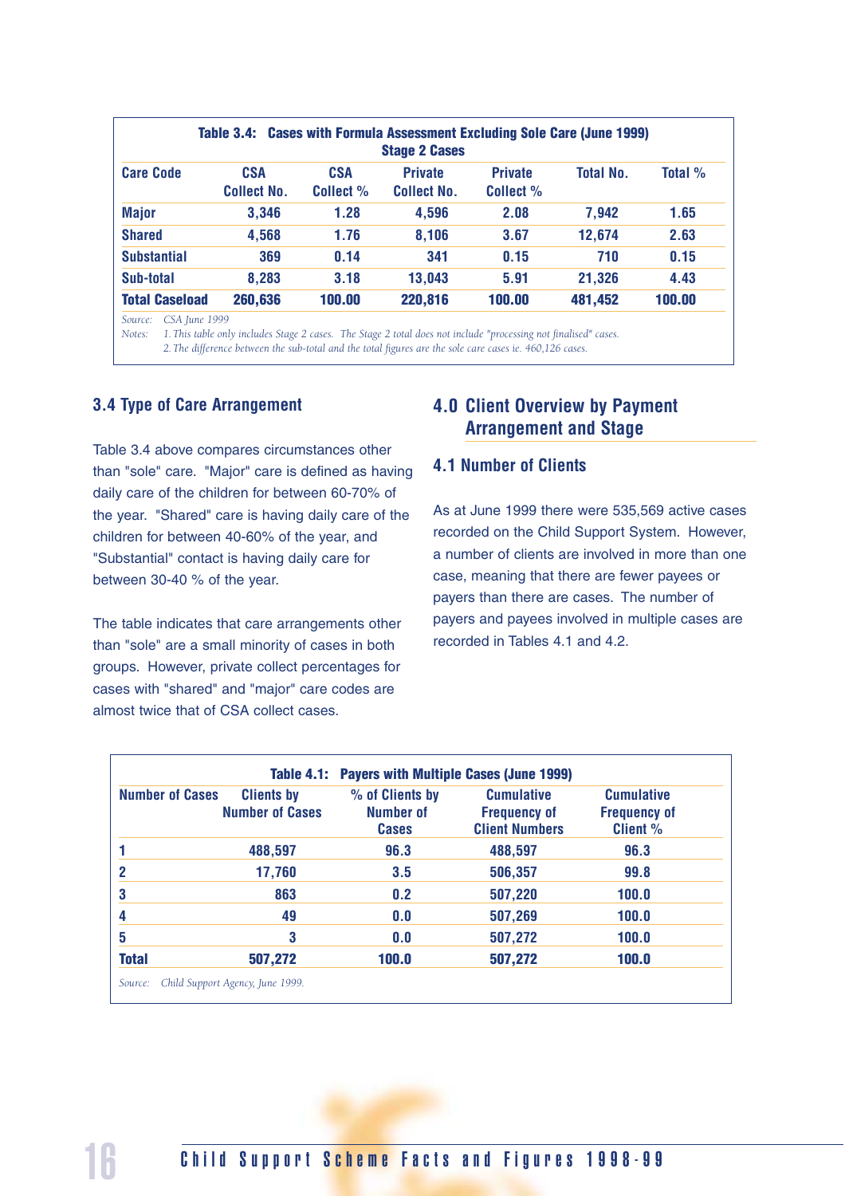**Table 3.4: Cases with Formula Assessment Excluding Sole Care (June 1999)**
**Stage 2 Cases**

| Care Code | CSA Collect No. | CSA Collect % | Private Collect No. | Private Collect % | Total No. | Total % |
|---|---|---|---|---|---|---|
| **Major** | 3,346 | 1.28 | 4,596 | 2.08 | 7,942 | 1.65 |
| **Shared** | 4,568 | 1.76 | 8,106 | 3.67 | 12,674 | 2.63 |
| **Substantial** | 369 | 0.14 | 341 | 0.15 | 710 | 0.15 |
| **Sub-total** | 8,283 | 3.18 | 13,043 | 5.91 | 21,326 | 4.43 |
| **Total Caseload** | 260,636 | 100.00 | 220,816 | 100.00 | 481,452 | 100.00 |

*Source: CSA June 1999*

*Notes: 1. This table only includes Stage 2 cases. The Stage 2 total does not include "processing not finalised" cases.*
*2. The difference between the sub-total and the total figures are the sole care cases ie. 460,126 cases.*

## 3.4 Type of Care Arrangement

Table 3.4 above compares circumstances other than "sole" care. "Major" care is defined as having daily care of the children for between 60-70% of the year. "Shared" care is having daily care of the children for between 40-60% of the year, and "Substantial" contact is having daily care for between 30-40 % of the year.

The table indicates that care arrangements other than "sole" are a small minority of cases in both groups. However, private collect percentages for cases with "shared" and "major" care codes are almost twice that of CSA collect cases.

# 4.0 Client Overview by Payment Arrangement and Stage

## 4.1 Number of Clients

As at June 1999 there were 535,569 active cases recorded on the Child Support System. However, a number of clients are involved in more than one case, meaning that there are fewer payees or payers than there are cases. The number of payers and payees involved in multiple cases are recorded in Tables 4.1 and 4.2.

**Table 4.1: Payers with Multiple Cases (June 1999)**

| Number of Cases | Clients by Number of Cases | % of Clients by Number of Cases | Cumulative Frequency of Client Numbers | Cumulative Frequency of Client % |
|---|---|---|---|---|
| 1 | 488,597 | 96.3 | 488,597 | 96.3 |
| 2 | 17,760 | 3.5 | 506,357 | 99.8 |
| 3 | 863 | 0.2 | 507,220 | 100.0 |
| 4 | 49 | 0.0 | 507,269 | 100.0 |
| 5 | 3 | 0.0 | 507,272 | 100.0 |
| **Total** | 507,272 | 100.0 | 507,272 | 100.0 |

*Source: Child Support Agency, June 1999.*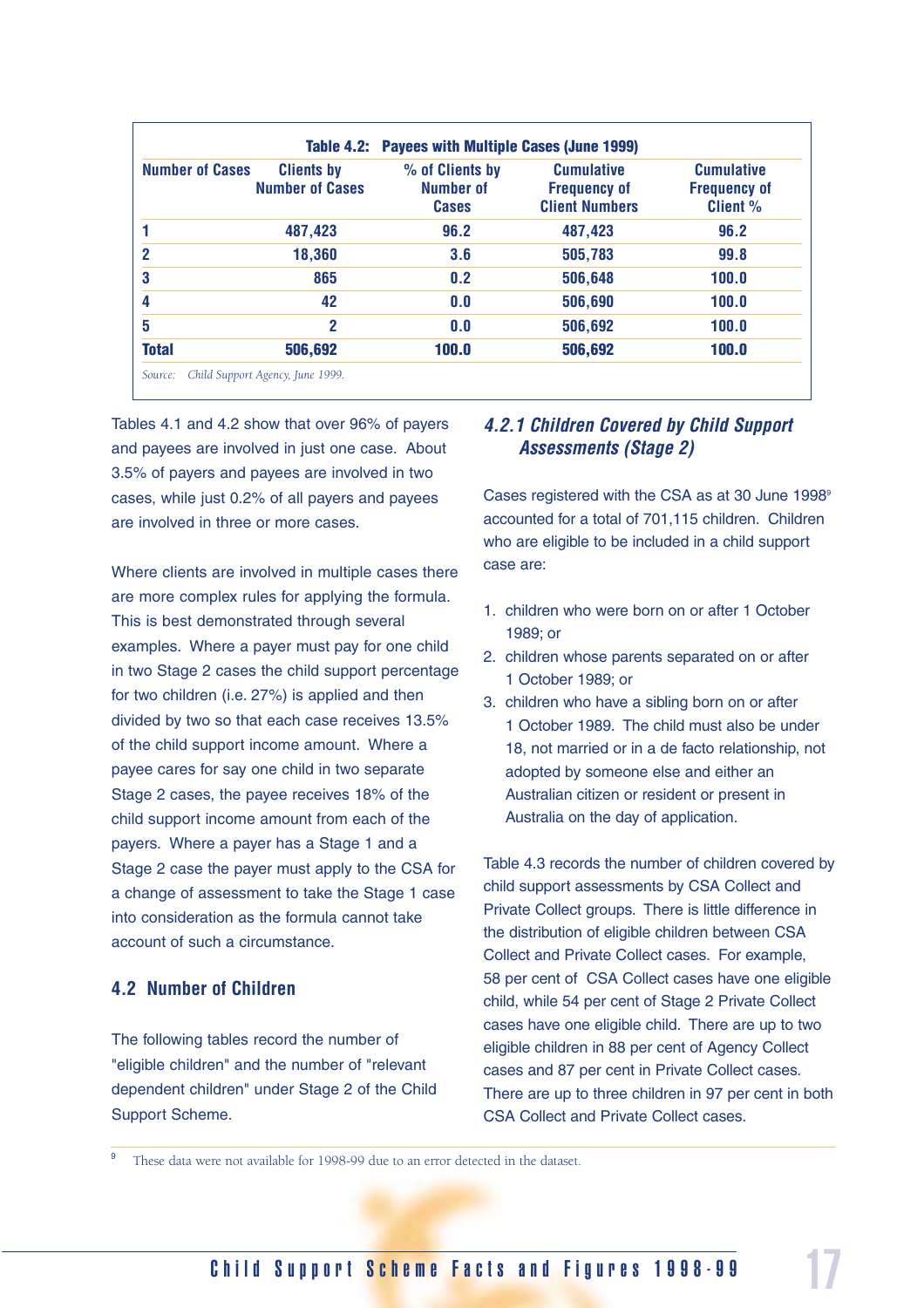**Table 4.2: Payees with Multiple Cases (June 1999)**

| Number of Cases | Clients by Number of Cases | % of Clients by Number of Cases | Cumulative Frequency of Client Numbers | Cumulative Frequency of Client % |
|---|---|---|---|---|
| 1 | 487,423 | 96.2 | 487,423 | 96.2 |
| 2 | 18,360 | 3.6 | 505,783 | 99.8 |
| 3 | 865 | 0.2 | 506,648 | 100.0 |
| 4 | 42 | 0.0 | 506,690 | 100.0 |
| 5 | 2 | 0.0 | 506,692 | 100.0 |
| **Total** | **506,692** | **100.0** | **506,692** | **100.0** |

*Source: Child Support Agency, June 1999.*

Tables 4.1 and 4.2 show that over 96% of payers and payees are involved in just one case. About 3.5% of payers and payees are involved in two cases, while just 0.2% of all payers and payees are involved in three or more cases.

Where clients are involved in multiple cases there are more complex rules for applying the formula. This is best demonstrated through several examples. Where a payer must pay for one child in two Stage 2 cases the child support percentage for two children (i.e. 27%) is applied and then divided by two so that each case receives 13.5% of the child support income amount. Where a payee cares for say one child in two separate Stage 2 cases, the payee receives 18% of the child support income amount from each of the payers. Where a payer has a Stage 1 and a Stage 2 case the payer must apply to the CSA for a change of assessment to take the Stage 1 case into consideration as the formula cannot take account of such a circumstance.

## 4.2 Number of Children

The following tables record the number of "eligible children" and the number of "relevant dependent children" under Stage 2 of the Child Support Scheme.

### *4.2.1 Children Covered by Child Support Assessments (Stage 2)*

Cases registered with the CSA as at 30 June 1998[9] accounted for a total of 701,115 children. Children who are eligible to be included in a child support case are:

1. children who were born on or after 1 October 1989; or
2. children whose parents separated on or after 1 October 1989; or
3. children who have a sibling born on or after 1 October 1989. The child must also be under 18, not married or in a de facto relationship, not adopted by someone else and either an Australian citizen or resident or present in Australia on the day of application.

Table 4.3 records the number of children covered by child support assessments by CSA Collect and Private Collect groups. There is little difference in the distribution of eligible children between CSA Collect and Private Collect cases. For example, 58 per cent of CSA Collect cases have one eligible child, while 54 per cent of Stage 2 Private Collect cases have one eligible child. There are up to two eligible children in 88 per cent of Agency Collect cases and 87 per cent in Private Collect cases. There are up to three children in 97 per cent in both CSA Collect and Private Collect cases.

[9] These data were not available for 1998-99 due to an error detected in the dataset.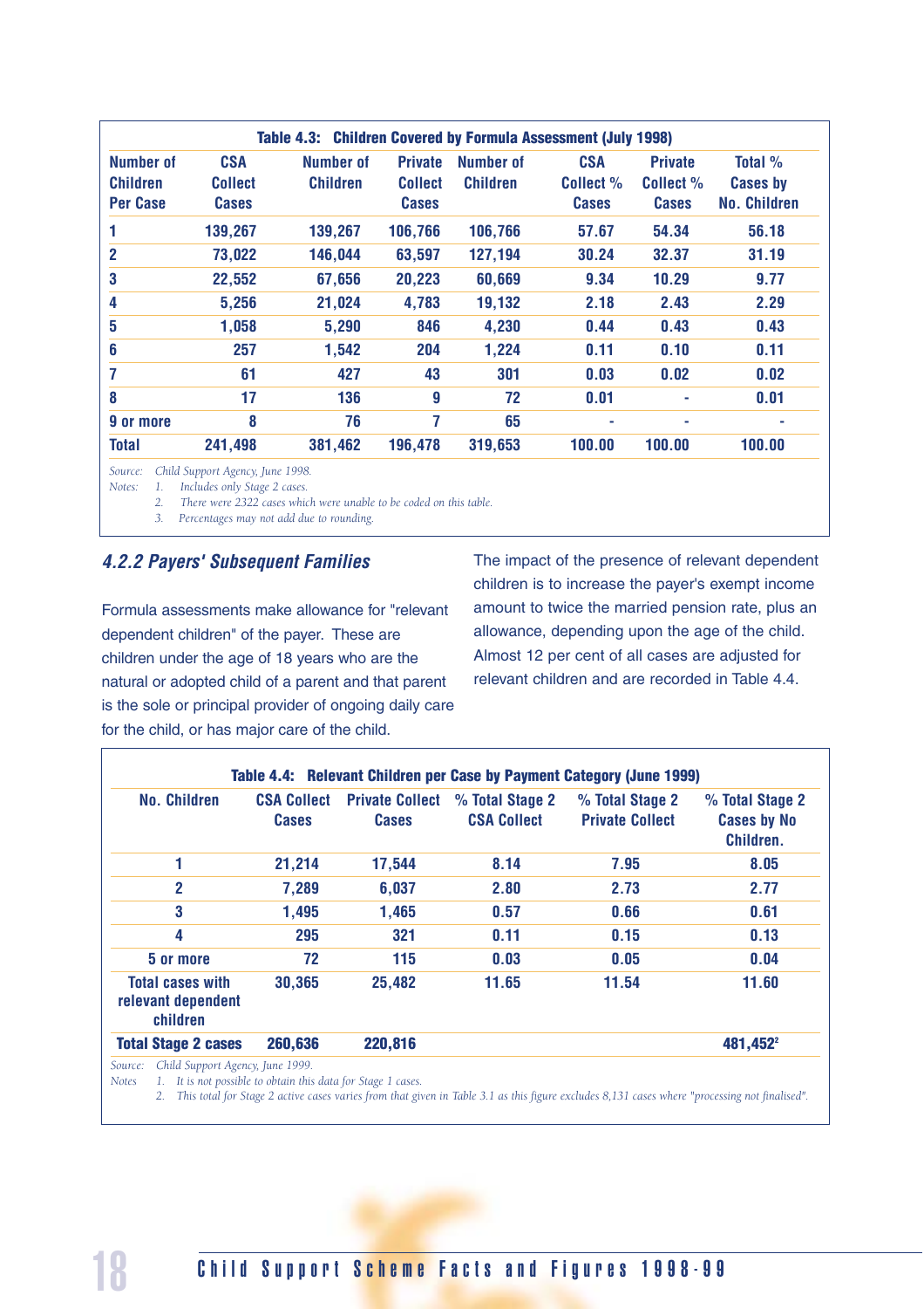**Table 4.3: Children Covered by Formula Assessment (July 1998)**

| Number of Children Per Case | CSA Collect Cases | Number of Children | Private Collect Cases | Number of Children | CSA Collect % Cases | Private Collect % Cases | Total % Cases by No. Children |
|---|---|---|---|---|---|---|---|
| 1 | 139,267 | 139,267 | 106,766 | 106,766 | 57.67 | 54.34 | 56.18 |
| 2 | 73,022 | 146,044 | 63,597 | 127,194 | 30.24 | 32.37 | 31.19 |
| 3 | 22,552 | 67,656 | 20,223 | 60,669 | 9.34 | 10.29 | 9.77 |
| 4 | 5,256 | 21,024 | 4,783 | 19,132 | 2.18 | 2.43 | 2.29 |
| 5 | 1,058 | 5,290 | 846 | 4,230 | 0.44 | 0.43 | 0.43 |
| 6 | 257 | 1,542 | 204 | 1,224 | 0.11 | 0.10 | 0.11 |
| 7 | 61 | 427 | 43 | 301 | 0.03 | 0.02 | 0.02 |
| 8 | 17 | 136 | 9 | 72 | 0.01 | - | 0.01 |
| 9 or more | 8 | 76 | 7 | 65 | - | - | - |
| Total | 241,498 | 381,462 | 196,478 | 319,653 | 100.00 | 100.00 | 100.00 |

*Source: Child Support Agency, June 1998.*
*Notes: 1. Includes only Stage 2 cases.*
*2. There were 2322 cases which were unable to be coded on this table.*
*3. Percentages may not add due to rounding.*

### 4.2.2 Payers' Subsequent Families

Formula assessments make allowance for "relevant dependent children" of the payer. These are children under the age of 18 years who are the natural or adopted child of a parent and that parent is the sole or principal provider of ongoing daily care for the child, or has major care of the child.

The impact of the presence of relevant dependent children is to increase the payer's exempt income amount to twice the married pension rate, plus an allowance, depending upon the age of the child. Almost 12 per cent of all cases are adjusted for relevant children and are recorded in Table 4.4.

**Table 4.4: Relevant Children per Case by Payment Category (June 1999)**

| No. Children | CSA Collect Cases | Private Collect Cases | % Total Stage 2 CSA Collect | % Total Stage 2 Private Collect | % Total Stage 2 Cases by No Children. |
|---|---|---|---|---|---|
| 1 | 21,214 | 17,544 | 8.14 | 7.95 | 8.05 |
| 2 | 7,289 | 6,037 | 2.80 | 2.73 | 2.77 |
| 3 | 1,495 | 1,465 | 0.57 | 0.66 | 0.61 |
| 4 | 295 | 321 | 0.11 | 0.15 | 0.13 |
| 5 or more | 72 | 115 | 0.03 | 0.05 | 0.04 |
| Total cases with relevant dependent children | 30,365 | 25,482 | 11.65 | 11.54 | 11.60 |
| Total Stage 2 cases | 260,636 | 220,816 | | | 481,452[2] |

*Source: Child Support Agency, June 1999.*
*Notes 1. It is not possible to obtain this data for Stage 1 cases.*
*2. This total for Stage 2 active cases varies from that given in Table 3.1 as this figure excludes 8,131 cases where "processing not finalised".*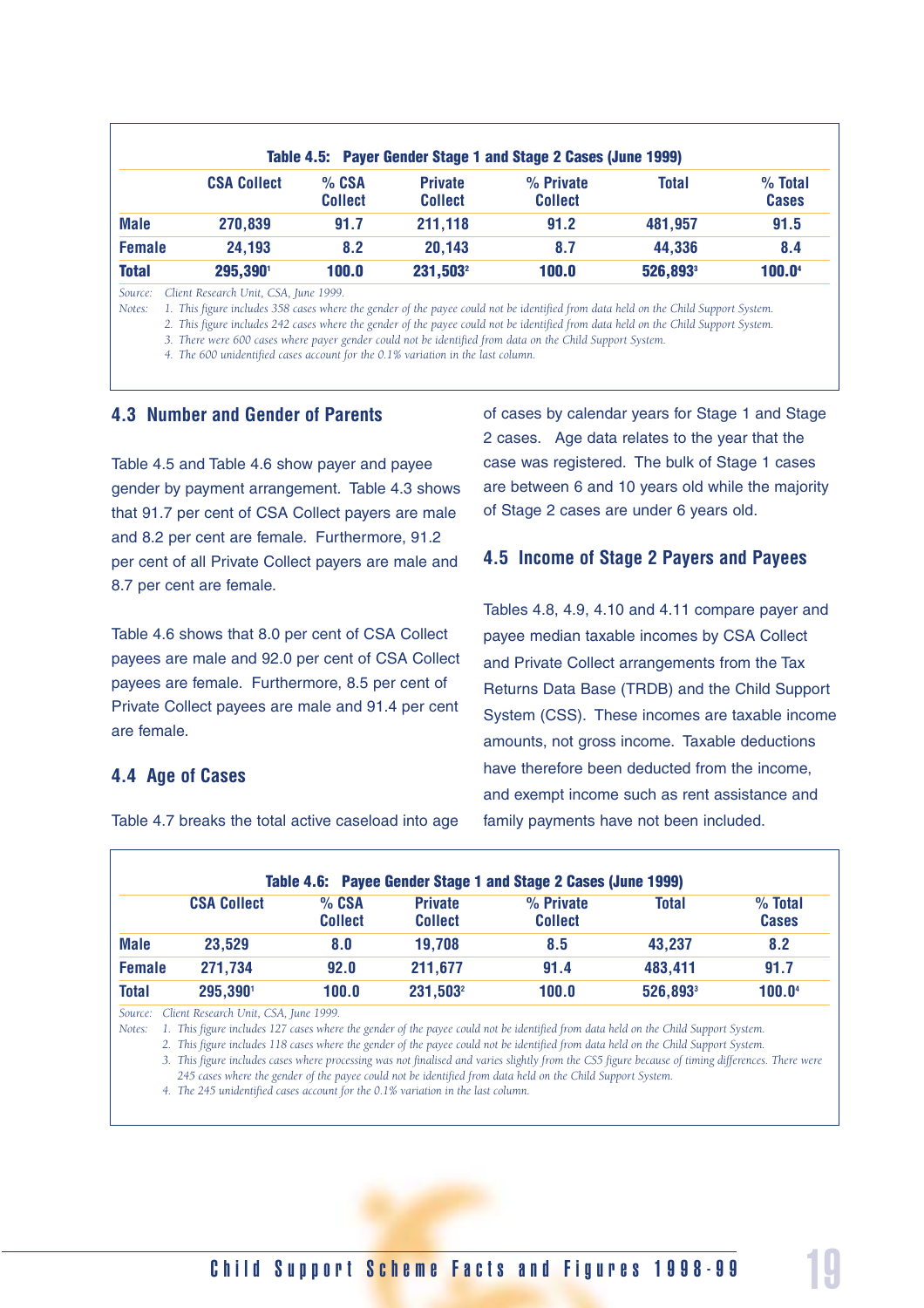**Table 4.5: Payer Gender Stage 1 and Stage 2 Cases (June 1999)**

| | CSA Collect | % CSA Collect | Private Collect | % Private Collect | Total | % Total Cases |
|---|---|---|---|---|---|---|
| **Male** | 270,839 | 91.7 | 211,118 | 91.2 | 481,957 | 91.5 |
| **Female** | 24,193 | 8.2 | 20,143 | 8.7 | 44,336 | 8.4 |
| **Total** | 295,390[1] | 100.0 | 231,503[2] | 100.0 | 526,893[3] | 100.0[4] |

*Source: Client Research Unit, CSA, June 1999.*

*Notes:*
1. *This figure includes 358 cases where the gender of the payee could not be identified from data held on the Child Support System.*
2. *This figure includes 242 cases where the gender of the payee could not be identified from data held on the Child Support System.*
3. *There were 600 cases where payer gender could not be identified from data on the Child Support System.*
4. *The 600 unidentified cases account for the 0.1% variation in the last column.*

## 4.3 Number and Gender of Parents

Table 4.5 and Table 4.6 show payer and payee gender by payment arrangement. Table 4.3 shows that 91.7 per cent of CSA Collect payers are male and 8.2 per cent are female. Furthermore, 91.2 per cent of all Private Collect payers are male and 8.7 per cent are female.

Table 4.6 shows that 8.0 per cent of CSA Collect payees are male and 92.0 per cent of CSA Collect payees are female. Furthermore, 8.5 per cent of Private Collect payees are male and 91.4 per cent are female.

## 4.4 Age of Cases

Table 4.7 breaks the total active caseload into age of cases by calendar years for Stage 1 and Stage 2 cases. Age data relates to the year that the case was registered. The bulk of Stage 1 cases are between 6 and 10 years old while the majority of Stage 2 cases are under 6 years old.

## 4.5 Income of Stage 2 Payers and Payees

Tables 4.8, 4.9, 4.10 and 4.11 compare payer and payee median taxable incomes by CSA Collect and Private Collect arrangements from the Tax Returns Data Base (TRDB) and the Child Support System (CSS). These incomes are taxable income amounts, not gross income. Taxable deductions have therefore been deducted from the income, and exempt income such as rent assistance and family payments have not been included.

**Table 4.6: Payee Gender Stage 1 and Stage 2 Cases (June 1999)**

| | CSA Collect | % CSA Collect | Private Collect | % Private Collect | Total | % Total Cases |
|---|---|---|---|---|---|---|
| **Male** | 23,529 | 8.0 | 19,708 | 8.5 | 43,237 | 8.2 |
| **Female** | 271,734 | 92.0 | 211,677 | 91.4 | 483,411 | 91.7 |
| **Total** | 295,390[1] | 100.0 | 231,503[2] | 100.0 | 526,893[3] | 100.0[4] |

*Source: Client Research Unit, CSA, June 1999.*

*Notes:*
1. *This figure includes 127 cases where the gender of the payee could not be identified from data held on the Child Support System.*
2. *This figure includes 118 cases where the gender of the payee could not be identified from data held on the Child Support System.*
3. *This figure includes cases where processing was not finalised and varies slightly from the CSS figure because of timing differences. There were 245 cases where the gender of the payee could not be identified from data held on the Child Support System.*
4. *The 245 unidentified cases account for the 0.1% variation in the last column.*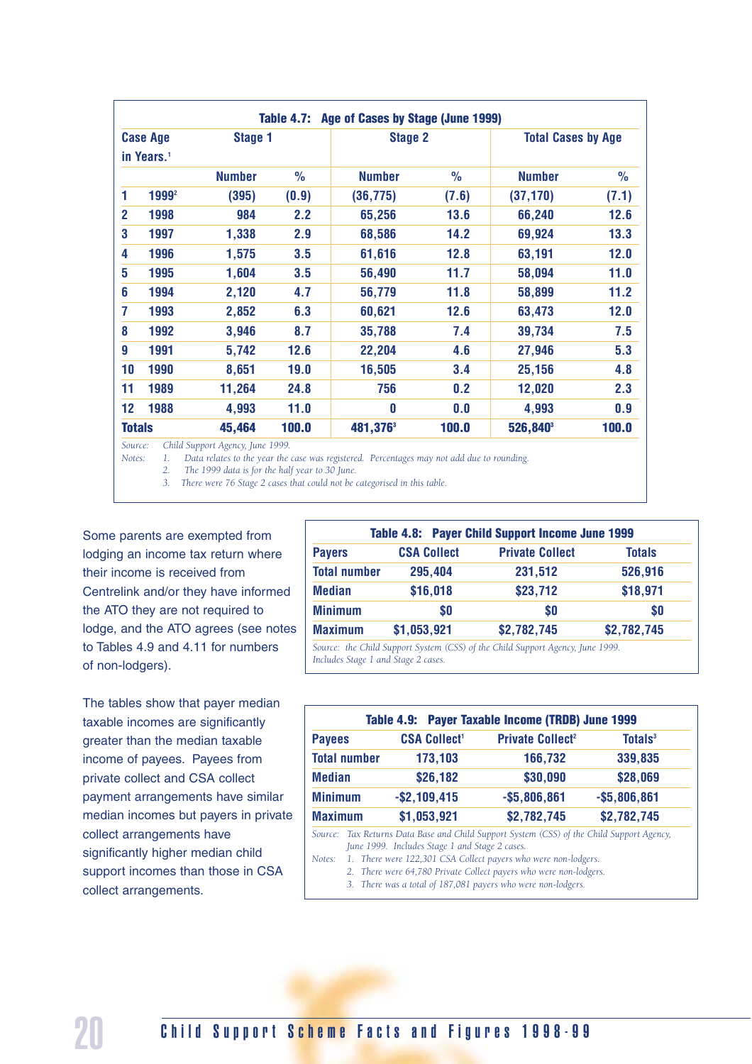**Table 4.7: Age of Cases by Stage (June 1999)**

| Case Age in Years.[1] | | Stage 1 | | Stage 2 | | Total Cases by Age | |
|---|---|---|---|---|---|---|---|
| | | Number | % | Number | % | Number | % |
| 1 | 1999[2] | (395) | (0.9) | (36,775) | (7.6) | (37,170) | (7.1) |
| 2 | 1998 | 984 | 2.2 | 65,256 | 13.6 | 66,240 | 12.6 |
| 3 | 1997 | 1,338 | 2.9 | 68,586 | 14.2 | 69,924 | 13.3 |
| 4 | 1996 | 1,575 | 3.5 | 61,616 | 12.8 | 63,191 | 12.0 |
| 5 | 1995 | 1,604 | 3.5 | 56,490 | 11.7 | 58,094 | 11.0 |
| 6 | 1994 | 2,120 | 4.7 | 56,779 | 11.8 | 58,899 | 11.2 |
| 7 | 1993 | 2,852 | 6.3 | 60,621 | 12.6 | 63,473 | 12.0 |
| 8 | 1992 | 3,946 | 8.7 | 35,788 | 7.4 | 39,734 | 7.5 |
| 9 | 1991 | 5,742 | 12.6 | 22,204 | 4.6 | 27,946 | 5.3 |
| 10 | 1990 | 8,651 | 19.0 | 16,505 | 3.4 | 25,156 | 4.8 |
| 11 | 1989 | 11,264 | 24.8 | 756 | 0.2 | 12,020 | 2.3 |
| 12 | 1988 | 4,993 | 11.0 | 0 | 0.0 | 4,993 | 0.9 |
| **Totals** | | **45,464** | **100.0** | **481,376[3]** | **100.0** | **526,840[3]** | **100.0** |

*Source: Child Support Agency, June 1999.*

*Notes:*
1. *Data relates to the year the case was registered. Percentages may not add due to rounding.*
2. *The 1999 data is for the half year to 30 June.*
3. *There were 76 Stage 2 cases that could not be categorised in this table.*

Some parents are exempted from lodging an income tax return where their income is received from Centrelink and/or they have informed the ATO they are not required to lodge, and the ATO agrees (see notes to Tables 4.9 and 4.11 for numbers of non-lodgers).

The tables show that payer median taxable incomes are significantly greater than the median taxable income of payees. Payees from private collect and CSA collect payment arrangements have similar median incomes but payers in private collect arrangements have significantly higher median child support incomes than those in CSA collect arrangements.

**Table 4.8: Payer Child Support Income June 1999**

| Payers | CSA Collect | Private Collect | Totals |
|---|---|---|---|
| Total number | 295,404 | 231,512 | 526,916 |
| Median | $16,018 | $23,712 | $18,971 |
| Minimum | $0 | $0 | $0 |
| Maximum | $1,053,921 | $2,782,745 | $2,782,745 |

*Source: the Child Support System (CSS) of the Child Support Agency, June 1999. Includes Stage 1 and Stage 2 cases.*

**Table 4.9: Payer Taxable Income (TRDB) June 1999**

| Payees | CSA Collect[1] | Private Collect[2] | Totals[3] |
|---|---|---|---|
| Total number | 173,103 | 166,732 | 339,835 |
| Median | $26,182 | $30,090 | $28,069 |
| Minimum | -$2,109,415 | -$5,806,861 | -$5,806,861 |
| Maximum | $1,053,921 | $2,782,745 | $2,782,745 |

*Source: Tax Returns Data Base and Child Support System (CSS) of the Child Support Agency, June 1999. Includes Stage 1 and Stage 2 cases.*

*Notes:*
1. *There were 122,301 CSA Collect payers who were non-lodgers.*
2. *There were 64,780 Private Collect payers who were non-lodgers.*
3. *There was a total of 187,081 payers who were non-lodgers.*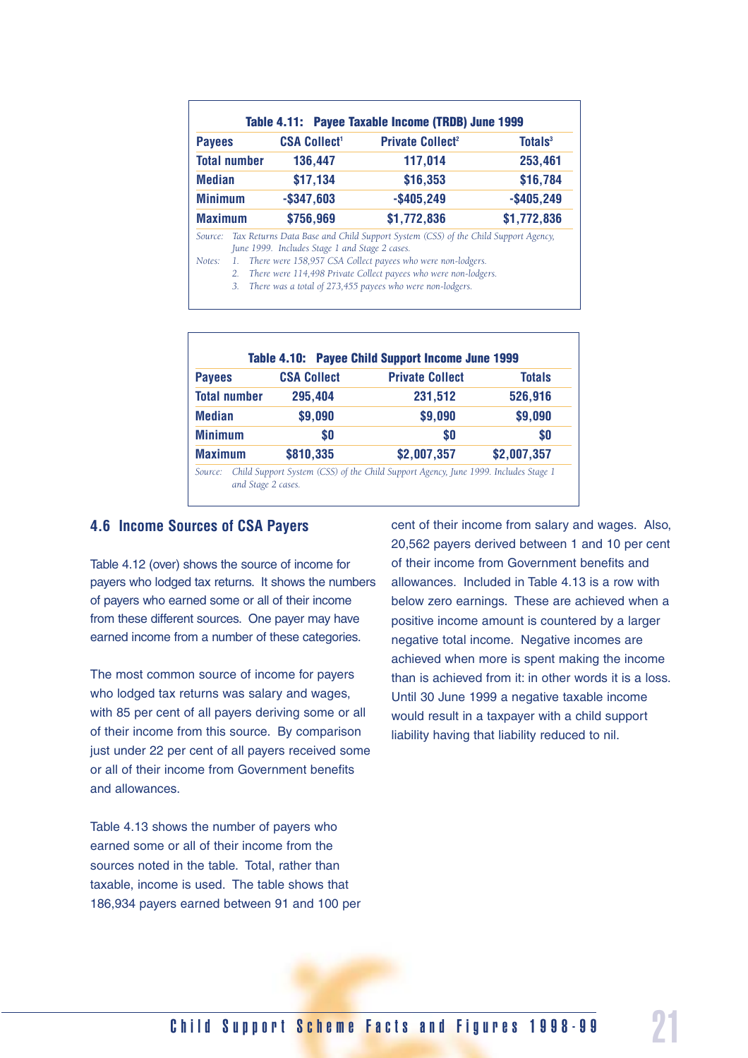**Table 4.11: Payee Taxable Income (TRDB) June 1999**

| Payees | CSA Collect[1] | Private Collect[2] | Totals[3] |
|---|---|---|---|
| Total number | 136,447 | 117,014 | 253,461 |
| Median | $17,134 | $16,353 | $16,784 |
| Minimum | -$347,603 | -$405,249 | -$405,249 |
| Maximum | $756,969 | $1,772,836 | $1,772,836 |

*Source: Tax Returns Data Base and Child Support System (CSS) of the Child Support Agency, June 1999. Includes Stage 1 and Stage 2 cases.*

*Notes:*
1. *There were 158,957 CSA Collect payees who were non-lodgers.*
2. *There were 114,498 Private Collect payees who were non-lodgers.*
3. *There was a total of 273,455 payees who were non-lodgers.*

**Table 4.10: Payee Child Support Income June 1999**

| Payees | CSA Collect | Private Collect | Totals |
|---|---|---|---|
| Total number | 295,404 | 231,512 | 526,916 |
| Median | $9,090 | $9,090 | $9,090 |
| Minimum | $0 | $0 | $0 |
| Maximum | $810,335 | $2,007,357 | $2,007,357 |

*Source: Child Support System (CSS) of the Child Support Agency, June 1999. Includes Stage 1 and Stage 2 cases.*

## 4.6 Income Sources of CSA Payers

Table 4.12 (over) shows the source of income for payers who lodged tax returns. It shows the numbers of payers who earned some or all of their income from these different sources. One payer may have earned income from a number of these categories.

The most common source of income for payers who lodged tax returns was salary and wages, with 85 per cent of all payers deriving some or all of their income from this source. By comparison just under 22 per cent of all payers received some or all of their income from Government benefits and allowances.

Table 4.13 shows the number of payers who earned some or all of their income from the sources noted in the table. Total, rather than taxable, income is used. The table shows that 186,934 payers earned between 91 and 100 per cent of their income from salary and wages. Also, 20,562 payers derived between 1 and 10 per cent of their income from Government benefits and allowances. Included in Table 4.13 is a row with below zero earnings. These are achieved when a positive income amount is countered by a larger negative total income. Negative incomes are achieved when more is spent making the income than is achieved from it: in other words it is a loss. Until 30 June 1999 a negative taxable income would result in a taxpayer with a child support liability having that liability reduced to nil.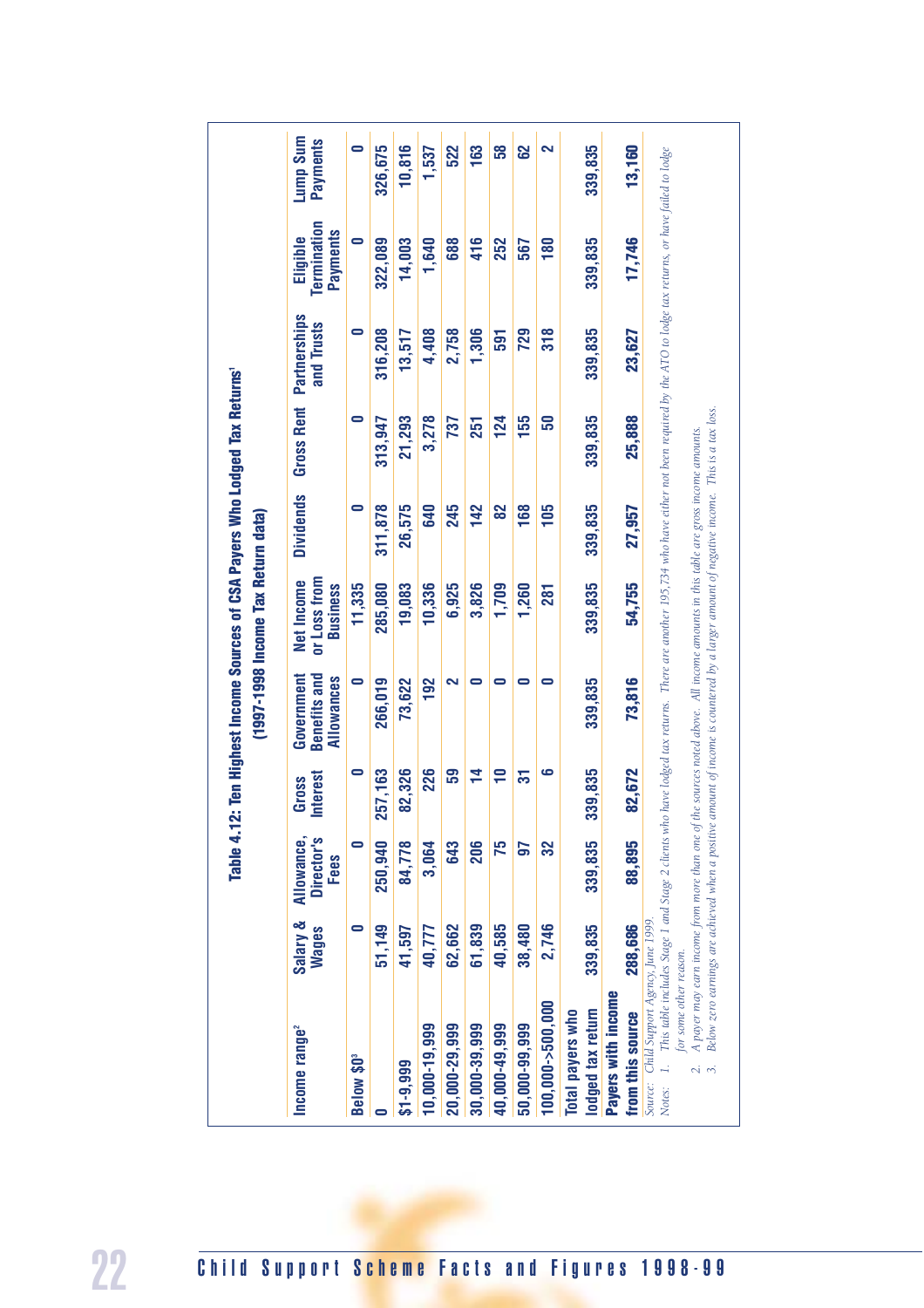## Table 4.12: Ten Highest Income Sources of CSA Payers Who Lodged Tax Returns[1] (1997-1998 Income Tax Return data)

| Income range[2] | Salary & Wages | Allowance, Director's Fees | Gross Interest | Government Benefits and Allowances | Net Income or Loss from Business | Dividends | Gross Rent | Partnerships and Trusts | Eligible Termination Payments | Lump Sum Payments |
|---|---|---|---|---|---|---|---|---|---|---|
| Below $0[3] | 0 | 0 | 0 | 0 | 11,335 | 0 | 0 | 0 | 0 | 0 |
| 0 | 51,149 | 250,940 | 257,163 | 266,019 | 285,080 | 311,878 | 313,947 | 316,208 | 322,089 | 326,675 |
| $1-9,999 | 41,597 | 84,778 | 82,326 | 73,622 | 19,083 | 26,575 | 21,293 | 13,517 | 14,003 | 10,816 |
| 10,000-19,999 | 40,777 | 3,064 | 226 | 192 | 10,336 | 640 | 3,278 | 4,408 | 1,640 | 1,537 |
| 20,000-29,999 | 62,662 | 643 | 59 | 2 | 6,925 | 245 | 737 | 2,758 | 688 | 522 |
| 30,000-39,999 | 61,839 | 206 | 14 | 0 | 3,826 | 142 | 251 | 1,306 | 416 | 163 |
| 40,000-49,999 | 40,585 | 75 | 10 | 0 | 1,709 | 82 | 124 | 591 | 252 | 58 |
| 50,000-99,999 | 38,480 | 97 | 31 | 0 | 1,260 | 168 | 155 | 729 | 567 | 62 |
| 100,000->500,000 | 2,746 | 32 | 6 | 0 | 281 | 105 | 50 | 318 | 180 | 2 |
| Total payers who lodged tax return | 339,835 | 339,835 | 339,835 | 339,835 | 339,835 | 339,835 | 339,835 | 339,835 | 339,835 | 339,835 |
| Payers with income from this source | 288,686 | 88,895 | 82,672 | 73,816 | 54,755 | 27,957 | 25,888 | 23,627 | 17,746 | 13,160 |

*Source: Child Support Agency, June 1999.*

*Notes:*

1. *This table includes Stage 1 and Stage 2 clients who have lodged tax returns. There are another 195,734 who have either not been required by the ATO to lodge tax returns, or have failed to lodge for some other reason.*
2. *A payer may earn income from more than one of the sources noted above. All income amounts in this table are gross income amounts.*
3. *Below zero earnings are achieved when a positive amount of income is countered by a larger amount of negative income. This is a tax loss.*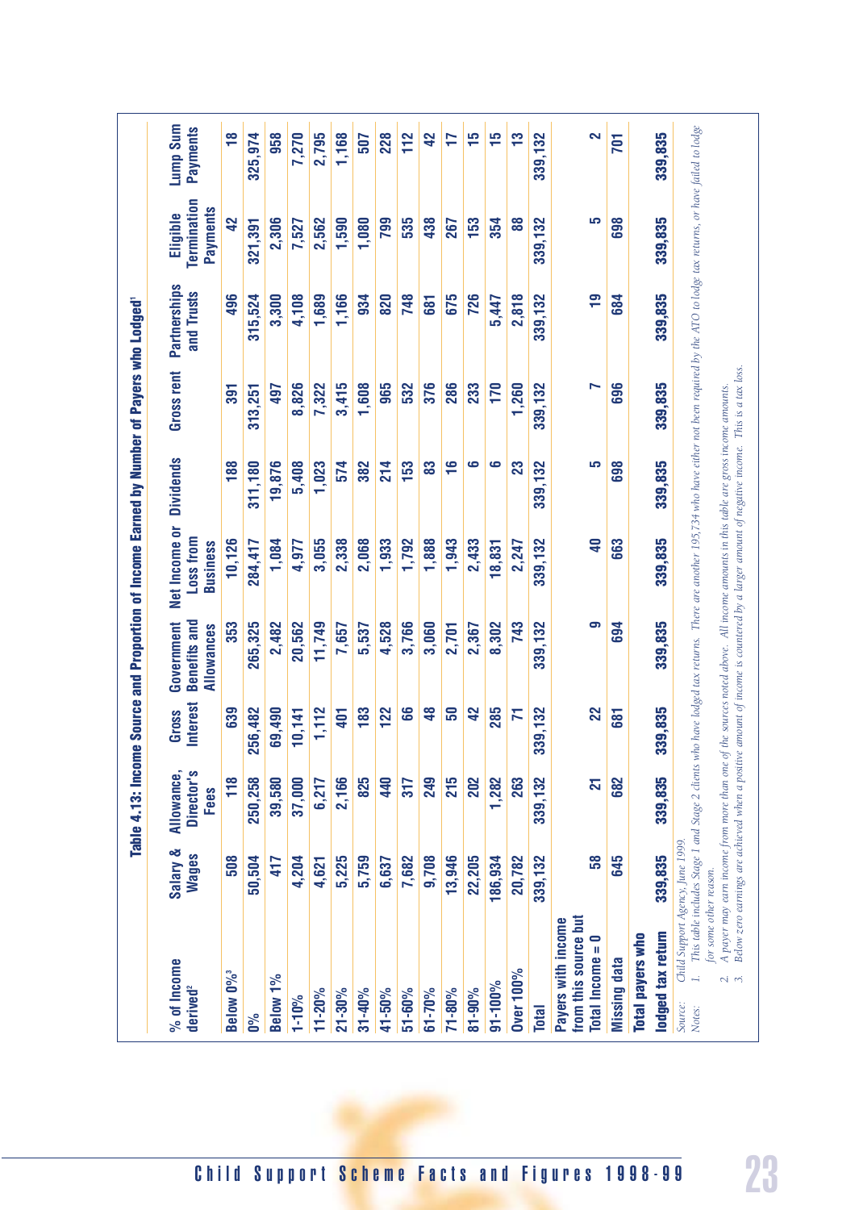## Table 4.13: Income Source and Proportion of Income Earned by Number of Payers who Lodged[1]

| % of Income derived[2] | Salary & Wages | Allowance, Director's Fees | Gross Interest | Government Benefits and Allowances | Net Income or Loss from Business | Dividends | Gross rent | Partnerships and Trusts | Eligible Termination Payments | Lump Sum Payments |
|---|---|---|---|---|---|---|---|---|---|---|
| Below 0%[3] | 508 | 118 | 639 | 353 | 10,126 | 188 | 391 | 496 | 42 | 18 |
| 0% | 50,504 | 250,258 | 256,482 | 265,325 | 284,417 | 311,180 | 313,251 | 315,524 | 321,391 | 325,974 |
| Below 1% | 417 | 39,580 | 69,490 | 2,482 | 1,084 | 19,876 | 497 | 3,300 | 2,306 | 958 |
| 1-10% | 4,204 | 37,000 | 10,141 | 20,562 | 4,977 | 5,408 | 8,826 | 4,108 | 7,527 | 7,270 |
| 11-20% | 4,621 | 6,217 | 1,112 | 11,749 | 3,055 | 1,023 | 7,322 | 1,689 | 2,562 | 2,795 |
| 21-30% | 5,225 | 2,166 | 401 | 7,657 | 2,338 | 574 | 3,415 | 1,166 | 1,590 | 1,168 |
| 31-40% | 5,759 | 825 | 183 | 5,537 | 2,068 | 382 | 1,608 | 934 | 1,080 | 507 |
| 41-50% | 6,637 | 440 | 122 | 4,528 | 1,933 | 214 | 965 | 820 | 799 | 228 |
| 51-60% | 7,682 | 317 | 66 | 3,766 | 1,792 | 153 | 532 | 748 | 535 | 112 |
| 61-70% | 9,708 | 249 | 48 | 3,060 | 1,888 | 83 | 376 | 681 | 438 | 42 |
| 71-80% | 13,946 | 215 | 50 | 2,701 | 1,943 | 16 | 286 | 675 | 267 | 17 |
| 81-90% | 22,205 | 202 | 42 | 2,367 | 2,433 | 6 | 233 | 726 | 153 | 15 |
| 91-100% | 186,934 | 1,282 | 285 | 8,302 | 18,831 | 6 | 170 | 5,447 | 354 | 15 |
| Over 100% | 20,782 | 263 | 71 | 743 | 2,247 | 23 | 1,260 | 2,818 | 88 | 13 |
| **Total** | 339,132 | 339,132 | 339,132 | 339,132 | 339,132 | 339,132 | 339,132 | 339,132 | 339,132 | 339,132 |
| **Payers with income from this source but Total Income = 0** | 58 | 21 | 22 | 9 | 40 | 5 | 7 | 19 | 5 | 2 |
| **Missing data** | 645 | 682 | 681 | 694 | 663 | 698 | 696 | 684 | 698 | 701 |
| **Total payers who lodged tax return** | 339,835 | 339,835 | 339,835 | 339,835 | 339,835 | 339,835 | 339,835 | 339,835 | 339,835 | 339,835 |

*Source:* *Child Support Agency, June 1999.*

*Notes:*

1. *This table includes Stage 1 and Stage 2 clients who have lodged tax returns. There are another 195,734 who have either not been required by the ATO to lodge tax returns, or have failed to lodge for some other reason.*
2. *A payer may earn income from more than one of the sources noted above. All income amounts in this table are gross income amounts.*
3. *Below zero earnings are achieved when a positive amount of income is countered by a larger amount of negative income. This is a tax loss.*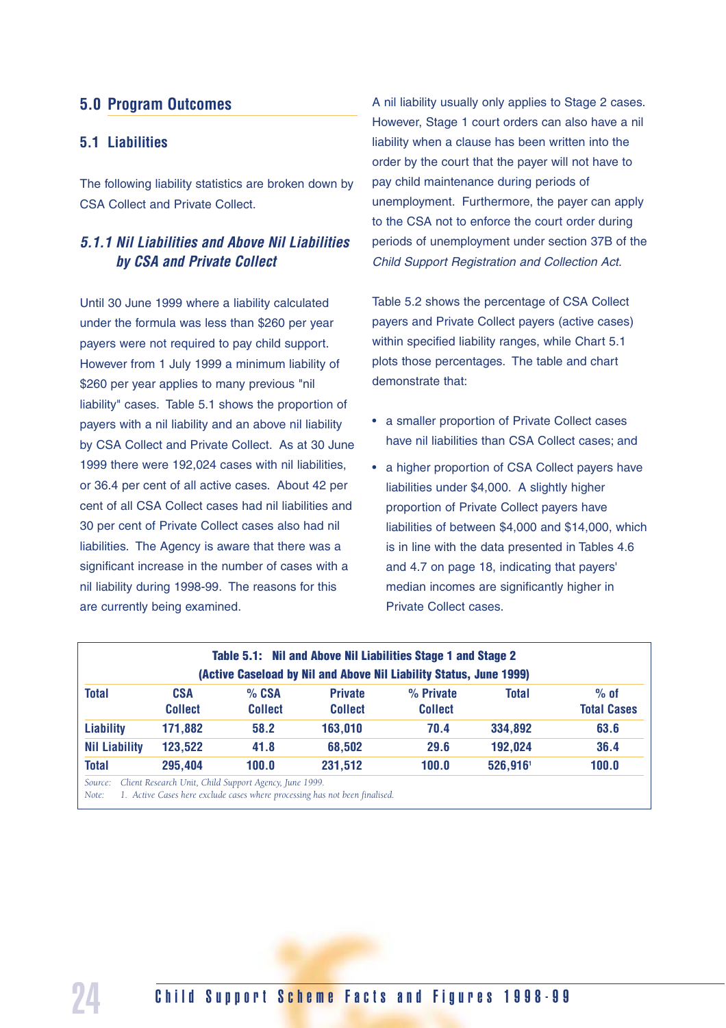## 5.0 Program Outcomes

### 5.1 Liabilities

The following liability statistics are broken down by CSA Collect and Private Collect.

#### *5.1.1 Nil Liabilities and Above Nil Liabilities by CSA and Private Collect*

Until 30 June 1999 where a liability calculated under the formula was less than $260 per year payers were not required to pay child support. However from 1 July 1999 a minimum liability of $260 per year applies to many previous "nil liability" cases. Table 5.1 shows the proportion of payers with a nil liability and an above nil liability by CSA Collect and Private Collect. As at 30 June 1999 there were 192,024 cases with nil liabilities, or 36.4 per cent of all active cases. About 42 per cent of all CSA Collect cases had nil liabilities and 30 per cent of Private Collect cases also had nil liabilities. The Agency is aware that there was a significant increase in the number of cases with a nil liability during 1998-99. The reasons for this are currently being examined.

A nil liability usually only applies to Stage 2 cases. However, Stage 1 court orders can also have a nil liability when a clause has been written into the order by the court that the payer will not have to pay child maintenance during periods of unemployment. Furthermore, the payer can apply to the CSA not to enforce the court order during periods of unemployment under section 37B of the *Child Support Registration and Collection Act*.

Table 5.2 shows the percentage of CSA Collect payers and Private Collect payers (active cases) within specified liability ranges, while Chart 5.1 plots those percentages. The table and chart demonstrate that:

- a smaller proportion of Private Collect cases have nil liabilities than CSA Collect cases; and
- a higher proportion of CSA Collect payers have liabilities under $4,000. A slightly higher proportion of Private Collect payers have liabilities of between $4,000 and $14,000, which is in line with the data presented in Tables 4.6 and 4.7 on page 18, indicating that payers' median incomes are significantly higher in Private Collect cases.

**Table 5.1: Nil and Above Nil Liabilities Stage 1 and Stage 2 (Active Caseload by Nil and Above Nil Liability Status, June 1999)**

| Total | CSA Collect | % CSA Collect | Private Collect | % Private Collect | Total | % of Total Cases |
|---|---|---|---|---|---|---|
| Liability | 171,882 | 58.2 | 163,010 | 70.4 | 334,892 | 63.6 |
| Nil Liability | 123,522 | 41.8 | 68,502 | 29.6 | 192,024 | 36.4 |
| Total | 295,404 | 100.0 | 231,512 | 100.0 | 526,916[1] | 100.0 |

*Source: Client Research Unit, Child Support Agency, June 1999.*
*Note: 1. Active Cases here exclude cases where processing has not been finalised.*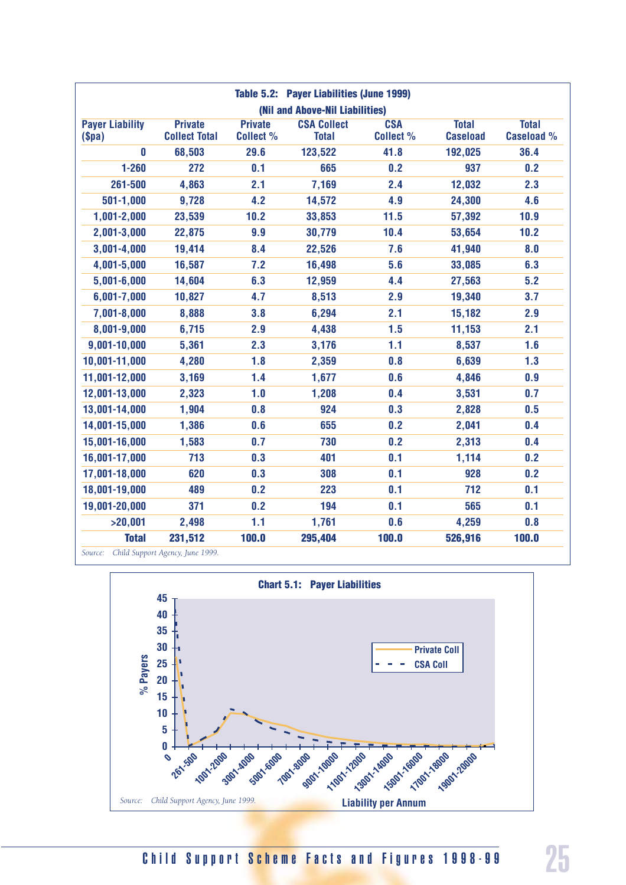**Table 5.2: Payer Liabilities (June 1999)**
**(Nil and Above-Nil Liabilities)**

| Payer Liability ($pa) | Private Collect Total | Private Collect % | CSA Collect Total | CSA Collect % | Total Caseload | Total Caseload % |
|---|---|---|---|---|---|---|
| 0 | 68,503 | 29.6 | 123,522 | 41.8 | 192,025 | 36.4 |
| 1-260 | 272 | 0.1 | 665 | 0.2 | 937 | 0.2 |
| 261-500 | 4,863 | 2.1 | 7,169 | 2.4 | 12,032 | 2.3 |
| 501-1,000 | 9,728 | 4.2 | 14,572 | 4.9 | 24,300 | 4.6 |
| 1,001-2,000 | 23,539 | 10.2 | 33,853 | 11.5 | 57,392 | 10.9 |
| 2,001-3,000 | 22,875 | 9.9 | 30,779 | 10.4 | 53,654 | 10.2 |
| 3,001-4,000 | 19,414 | 8.4 | 22,526 | 7.6 | 41,940 | 8.0 |
| 4,001-5,000 | 16,587 | 7.2 | 16,498 | 5.6 | 33,085 | 6.3 |
| 5,001-6,000 | 14,604 | 6.3 | 12,959 | 4.4 | 27,563 | 5.2 |
| 6,001-7,000 | 10,827 | 4.7 | 8,513 | 2.9 | 19,340 | 3.7 |
| 7,001-8,000 | 8,888 | 3.8 | 6,294 | 2.1 | 15,182 | 2.9 |
| 8,001-9,000 | 6,715 | 2.9 | 4,438 | 1.5 | 11,153 | 2.1 |
| 9,001-10,000 | 5,361 | 2.3 | 3,176 | 1.1 | 8,537 | 1.6 |
| 10,001-11,000 | 4,280 | 1.8 | 2,359 | 0.8 | 6,639 | 1.3 |
| 11,001-12,000 | 3,169 | 1.4 | 1,677 | 0.6 | 4,846 | 0.9 |
| 12,001-13,000 | 2,323 | 1.0 | 1,208 | 0.4 | 3,531 | 0.7 |
| 13,001-14,000 | 1,904 | 0.8 | 924 | 0.3 | 2,828 | 0.5 |
| 14,001-15,000 | 1,386 | 0.6 | 655 | 0.2 | 2,041 | 0.4 |
| 15,001-16,000 | 1,583 | 0.7 | 730 | 0.2 | 2,313 | 0.4 |
| 16,001-17,000 | 713 | 0.3 | 401 | 0.1 | 1,114 | 0.2 |
| 17,001-18,000 | 620 | 0.3 | 308 | 0.1 | 928 | 0.2 |
| 18,001-19,000 | 489 | 0.2 | 223 | 0.1 | 712 | 0.1 |
| 19,001-20,000 | 371 | 0.2 | 194 | 0.1 | 565 | 0.1 |
| >20,001 | 2,498 | 1.1 | 1,761 | 0.6 | 4,259 | 0.8 |
| **Total** | **231,512** | **100.0** | **295,404** | **100.0** | **526,916** | **100.0** |

*Source: Child Support Agency, June 1999.*

**Chart 5.1: Payer Liabilities**

*Source: Child Support Agency, June 1999.*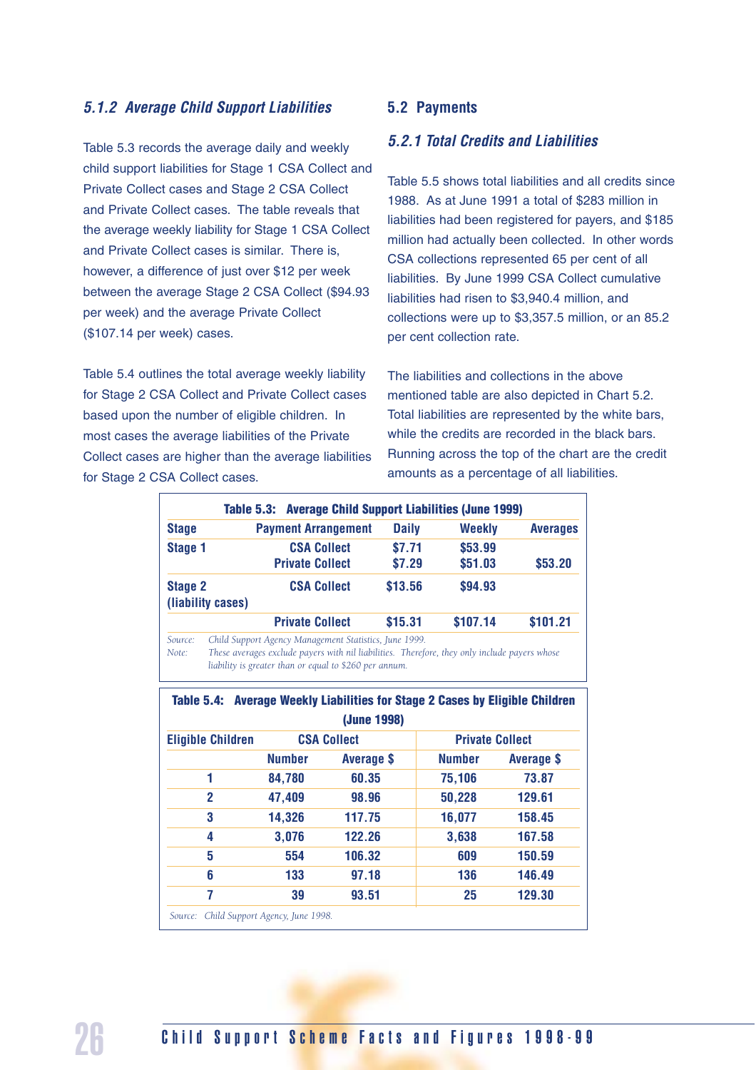### *5.1.2 Average Child Support Liabilities*

Table 5.3 records the average daily and weekly child support liabilities for Stage 1 CSA Collect and Private Collect cases and Stage 2 CSA Collect and Private Collect cases. The table reveals that the average weekly liability for Stage 1 CSA Collect and Private Collect cases is similar. There is, however, a difference of just over $12 per week between the average Stage 2 CSA Collect ($94.93 per week) and the average Private Collect ($107.14 per week) cases.

Table 5.4 outlines the total average weekly liability for Stage 2 CSA Collect and Private Collect cases based upon the number of eligible children. In most cases the average liabilities of the Private Collect cases are higher than the average liabilities for Stage 2 CSA Collect cases.

## 5.2 Payments

### *5.2.1 Total Credits and Liabilities*

Table 5.5 shows total liabilities and all credits since 1988. As at June 1991 a total of $283 million in liabilities had been registered for payers, and $185 million had actually been collected. In other words CSA collections represented 65 per cent of all liabilities. By June 1999 CSA Collect cumulative liabilities had risen to $3,940.4 million, and collections were up to $3,357.5 million, or an 85.2 per cent collection rate.

The liabilities and collections in the above mentioned table are also depicted in Chart 5.2. Total liabilities are represented by the white bars, while the credits are recorded in the black bars. Running across the top of the chart are the credit amounts as a percentage of all liabilities.

**Table 5.3: Average Child Support Liabilities (June 1999)**

| Stage | Payment Arrangement | Daily | Weekly | Averages |
|---|---|---|---|---|
| Stage 1 | CSA Collect | $7.71 | $53.99 | |
| | Private Collect | $7.29 | $51.03 | $53.20 |
| Stage 2 (liability cases) | CSA Collect | $13.56 | $94.93 | |
| | Private Collect | $15.31 | $107.14 | $101.21 |

*Source: Child Support Agency Management Statistics, June 1999.*
*Note: These averages exclude payers with nil liabilities. Therefore, they only include payers whose liability is greater than or equal to $260 per annum.*

**Table 5.4: Average Weekly Liabilities for Stage 2 Cases by Eligible Children (June 1998)**

| Eligible Children | CSA Collect | | Private Collect | |
|---|---|---|---|---|
| | Number | Average $ | Number | Average $ |
| 1 | 84,780 | 60.35 | 75,106 | 73.87 |
| 2 | 47,409 | 98.96 | 50,228 | 129.61 |
| 3 | 14,326 | 117.75 | 16,077 | 158.45 |
| 4 | 3,076 | 122.26 | 3,638 | 167.58 |
| 5 | 554 | 106.32 | 609 | 150.59 |
| 6 | 133 | 97.18 | 136 | 146.49 |
| 7 | 39 | 93.51 | 25 | 129.30 |

*Source: Child Support Agency, June 1998.*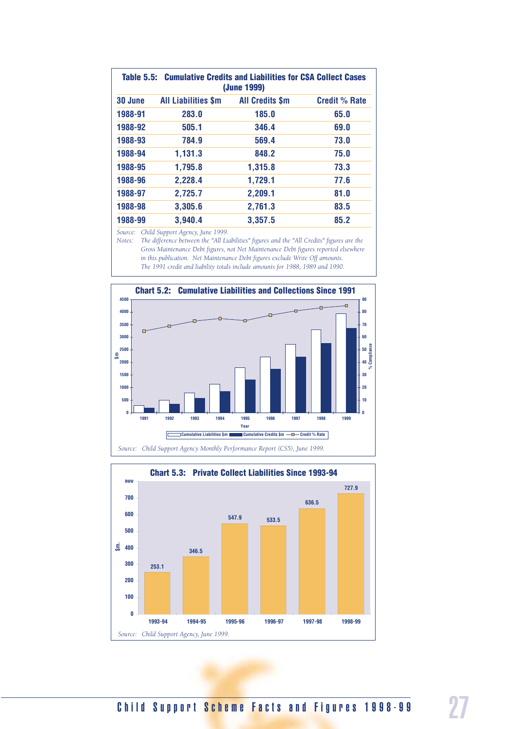**Table 5.5: Cumulative Credits and Liabilities for CSA Collect Cases (June 1999)**

| 30 June | All Liabilities $m | All Credits $m | Credit % Rate |
|---|---|---|---|
| 1988-91 | 283.0 | 185.0 | 65.0 |
| 1988-92 | 505.1 | 346.4 | 69.0 |
| 1988-93 | 784.9 | 569.4 | 73.0 |
| 1988-94 | 1,131.3 | 848.2 | 75.0 |
| 1988-95 | 1,795.8 | 1,315.8 | 73.3 |
| 1988-96 | 2,228.4 | 1,729.1 | 77.6 |
| 1988-97 | 2,725.7 | 2,209.1 | 81.0 |
| 1988-98 | 3,305.6 | 2,761.3 | 83.5 |
| 1988-99 | 3,940.4 | 3,357.5 | 85.2 |

*Source: Child Support Agency, June 1999.*

*Notes: The difference between the "All Liabilities" figures and the "All Credits" figures are the Gross Maintenance Debt figures, not Net Maintenance Debt figures reported elsewhere in this publication. Net Maintenance Debt figures exclude Write Off amounts. The 1991 credit and liability totals include amounts for 1988, 1989 and 1990.*

**Chart 5.2: Cumulative Liabilities and Collections Since 1991**

*Source: Child Support Agency Monthly Performance Report (CS5), June 1999.*

**Chart 5.3: Private Collect Liabilities Since 1993-94**

*Source: Child Support Agency, June 1999.*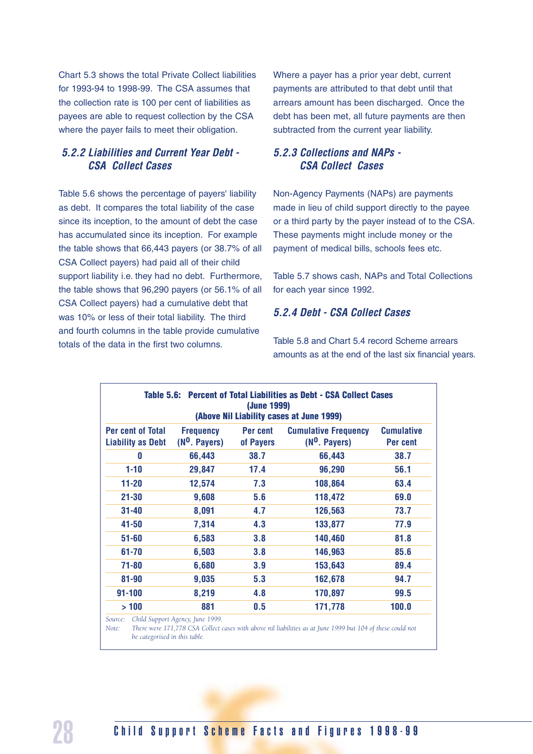Chart 5.3 shows the total Private Collect liabilities for 1993-94 to 1998-99. The CSA assumes that the collection rate is 100 per cent of liabilities as payees are able to request collection by the CSA where the payer fails to meet their obligation.

### *5.2.2 Liabilities and Current Year Debt - CSA Collect Cases*

Table 5.6 shows the percentage of payers' liability as debt. It compares the total liability of the case since its inception, to the amount of debt the case has accumulated since its inception. For example the table shows that 66,443 payers (or 38.7% of all CSA Collect payers) had paid all of their child support liability i.e. they had no debt. Furthermore, the table shows that 96,290 payers (or 56.1% of all CSA Collect payers) had a cumulative debt that was 10% or less of their total liability. The third and fourth columns in the table provide cumulative totals of the data in the first two columns.

Where a payer has a prior year debt, current payments are attributed to that debt until that arrears amount has been discharged. Once the debt has been met, all future payments are then subtracted from the current year liability.

### *5.2.3 Collections and NAPs - CSA Collect Cases*

Non-Agency Payments (NAPs) are payments made in lieu of child support directly to the payee or a third party by the payer instead of to the CSA. These payments might include money or the payment of medical bills, schools fees etc.

Table 5.7 shows cash, NAPs and Total Collections for each year since 1992.

### *5.2.4 Debt - CSA Collect Cases*

Table 5.8 and Chart 5.4 record Scheme arrears amounts as at the end of the last six financial years.

**Table 5.6: Percent of Total Liabilities as Debt - CSA Collect Cases (June 1999) (Above Nil Liability cases at June 1999)**

| Per cent of Total Liability as Debt | Frequency (N<sup>O</sup>. Payers) | Per cent of Payers | Cumulative Frequency (N<sup>O</sup>. Payers) | Cumulative Per cent |
|---|---|---|---|---|
| 0 | 66,443 | 38.7 | 66,443 | 38.7 |
| 1-10 | 29,847 | 17.4 | 96,290 | 56.1 |
| 11-20 | 12,574 | 7.3 | 108,864 | 63.4 |
| 21-30 | 9,608 | 5.6 | 118,472 | 69.0 |
| 31-40 | 8,091 | 4.7 | 126,563 | 73.7 |
| 41-50 | 7,314 | 4.3 | 133,877 | 77.9 |
| 51-60 | 6,583 | 3.8 | 140,460 | 81.8 |
| 61-70 | 6,503 | 3.8 | 146,963 | 85.6 |
| 71-80 | 6,680 | 3.9 | 153,643 | 89.4 |
| 81-90 | 9,035 | 5.3 | 162,678 | 94.7 |
| 91-100 | 8,219 | 4.8 | 170,897 | 99.5 |
| > 100 | 881 | 0.5 | 171,778 | 100.0 |

*Source: Child Support Agency, June 1999.*
*Note: There were 171,778 CSA Collect cases with above nil liabilities as at June 1999 but 104 of these could not be categorised in this table.*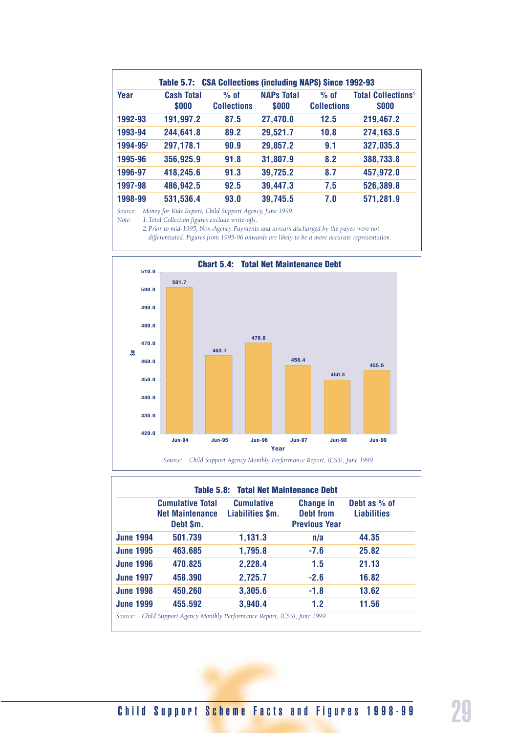**Table 5.7: CSA Collections (including NAPS) Since 1992-93**

| Year | Cash Total $000 | % of Collections | NAPs Total $000 | % of Collections | Total Collections[1] $000 |
|---|---|---|---|---|---|
| 1992-93 | 191,997.2 | 87.5 | 27,470.0 | 12.5 | 219,467.2 |
| 1993-94 | 244,641.8 | 89.2 | 29,521.7 | 10.8 | 274,163.5 |
| 1994-95[2] | 297,178.1 | 90.9 | 29,857.2 | 9.1 | 327,035.3 |
| 1995-96 | 356,925.9 | 91.8 | 31,807.9 | 8.2 | 388,733.8 |
| 1996-97 | 418,245.6 | 91.3 | 39,725.2 | 8.7 | 457,972.0 |
| 1997-98 | 486,942.5 | 92.5 | 39,447.3 | 7.5 | 526,389.8 |
| 1998-99 | 531,536.4 | 93.0 | 39,745.5 | 7.0 | 571,281.9 |

*Source: Money for Kids Report, Child Support Agency, June 1999.*

*Note: 1. Total Collection figures exclude write-offs.*

*2. Prior to mid-1995, Non-Agency Payments and arrears discharged by the payee were not differentiated. Figures from 1995-96 onwards are likely to be a more accurate representation.*

**Chart 5.4: Total Net Maintenance Debt**

| Year | $m |
|---|---|
| Jun-94 | 501.7 |
| Jun-95 | 463.7 |
| Jun-96 | 470.8 |
| Jun-97 | 458.4 |
| Jun-98 | 450.3 |
| Jun-99 | 455.6 |

*Source: Child Support Agency Monthly Performance Report, (CS5), June 1999.*

**Table 5.8: Total Net Maintenance Debt**

| | Cumulative Total Net Maintenance Debt $m. | Cumulative Liabilities $m. | Change in Debt from Previous Year | Debt as % of Liabilities |
|---|---|---|---|---|
| June 1994 | 501.739 | 1,131.3 | n/a | 44.35 |
| June 1995 | 463.685 | 1,795.8 | -7.6 | 25.82 |
| June 1996 | 470.825 | 2,228.4 | 1.5 | 21.13 |
| June 1997 | 458.390 | 2,725.7 | -2.6 | 16.82 |
| June 1998 | 450.260 | 3,305.6 | -1.8 | 13.62 |
| June 1999 | 455.592 | 3,940.4 | 1.2 | 11.56 |

*Source: Child Support Agency Monthly Performance Report, (CS5), June 1999.*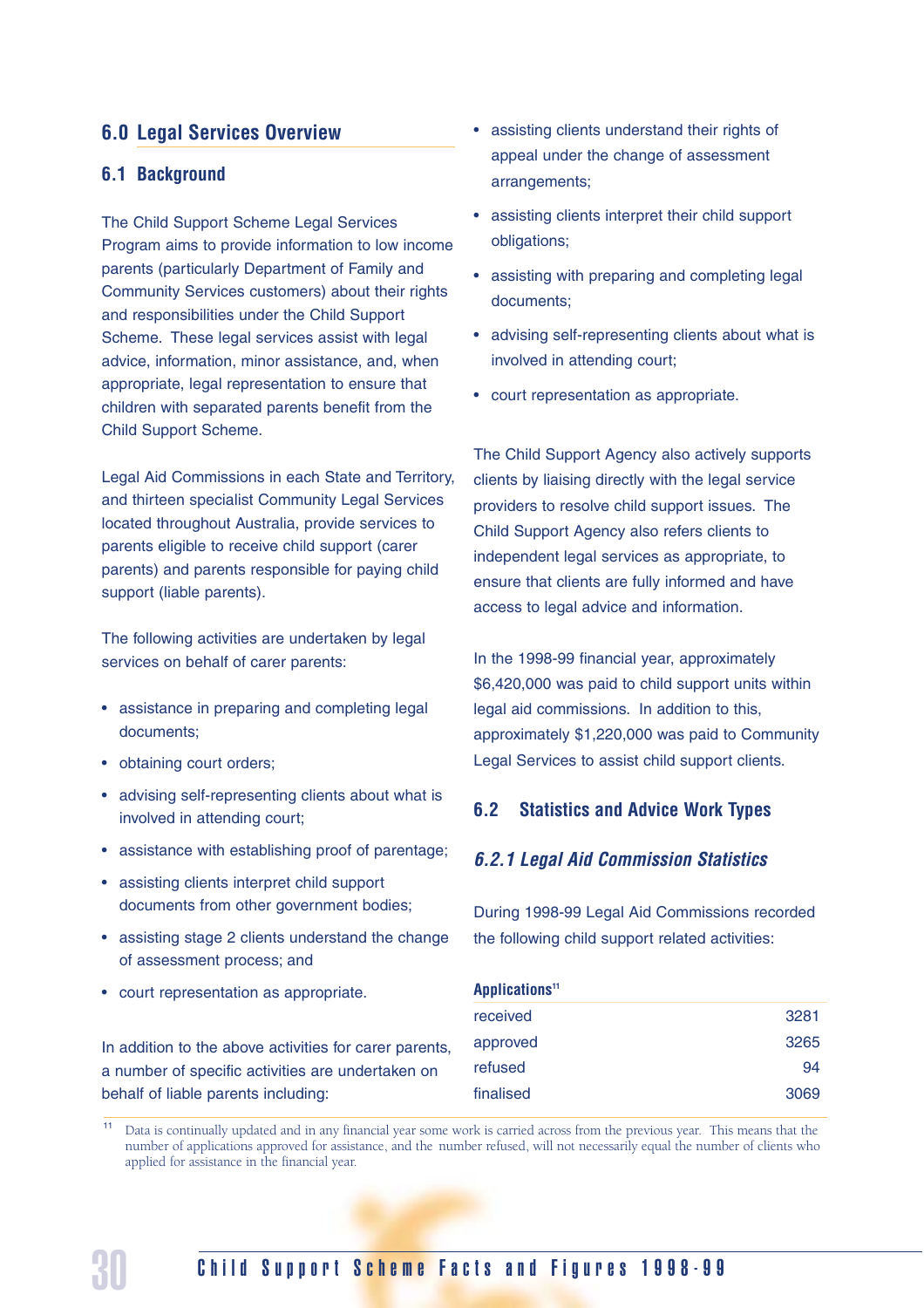## 6.0 Legal Services Overview

### 6.1 Background

The Child Support Scheme Legal Services Program aims to provide information to low income parents (particularly Department of Family and Community Services customers) about their rights and responsibilities under the Child Support Scheme. These legal services assist with legal advice, information, minor assistance, and, when appropriate, legal representation to ensure that children with separated parents benefit from the Child Support Scheme.

Legal Aid Commissions in each State and Territory, and thirteen specialist Community Legal Services located throughout Australia, provide services to parents eligible to receive child support (carer parents) and parents responsible for paying child support (liable parents).

The following activities are undertaken by legal services on behalf of carer parents:

- assistance in preparing and completing legal documents;
- obtaining court orders;
- advising self-representing clients about what is involved in attending court;
- assistance with establishing proof of parentage;
- assisting clients interpret child support documents from other government bodies;
- assisting stage 2 clients understand the change of assessment process; and
- court representation as appropriate.

In addition to the above activities for carer parents, a number of specific activities are undertaken on behalf of liable parents including:

- assisting clients understand their rights of appeal under the change of assessment arrangements;
- assisting clients interpret their child support obligations;
- assisting with preparing and completing legal documents;
- advising self-representing clients about what is involved in attending court;
- court representation as appropriate.

The Child Support Agency also actively supports clients by liaising directly with the legal service providers to resolve child support issues. The Child Support Agency also refers clients to independent legal services as appropriate, to ensure that clients are fully informed and have access to legal advice and information.

In the 1998-99 financial year, approximately $6,420,000 was paid to child support units within legal aid commissions. In addition to this, approximately $1,220,000 was paid to Community Legal Services to assist child support clients.

### 6.2 Statistics and Advice Work Types

#### *6.2.1 Legal Aid Commission Statistics*

During 1998-99 Legal Aid Commissions recorded the following child support related activities:

| Applications[11] | |
|---|---|
| received | 3281 |
| approved | 3265 |
| refused | 94 |
| finalised | 3069 |

[11] Data is continually updated and in any financial year some work is carried across from the previous year. This means that the number of applications approved for assistance, and the number refused, will not necessarily equal the number of clients who applied for assistance in the financial year.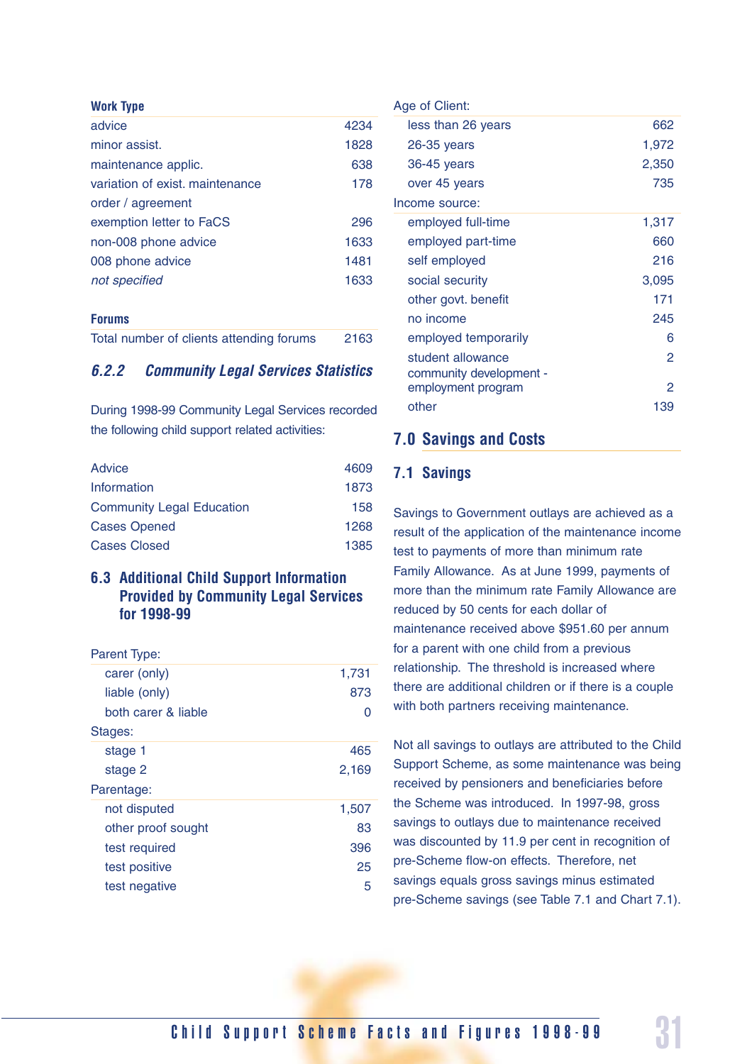| Work Type | |
|---|---|
| advice | 4234 |
| minor assist. | 1828 |
| maintenance applic. | 638 |
| variation of exist. maintenance order / agreement | 178 |
| exemption letter to FaCS | 296 |
| non-008 phone advice | 1633 |
| 008 phone advice | 1481 |
| *not specified* | 1633 |

| Forums | |
|---|---|
| Total number of clients attending forums | 2163 |

### 6.2.2 Community Legal Services Statistics

During 1998-99 Community Legal Services recorded the following child support related activities:

| | |
|---|---|
| Advice | 4609 |
| Information | 1873 |
| Community Legal Education | 158 |
| Cases Opened | 1268 |
| Cases Closed | 1385 |

## 6.3 Additional Child Support Information Provided by Community Legal Services for 1998-99

| | |
|---|---|
| **Parent Type:** | |
| carer (only) | 1,731 |
| liable (only) | 873 |
| both carer & liable | 0 |
| **Stages:** | |
| stage 1 | 465 |
| stage 2 | 2,169 |
| **Parentage:** | |
| not disputed | 1,507 |
| other proof sought | 83 |
| test required | 396 |
| test positive | 25 |
| test negative | 5 |

| | |
|---|---|
| **Age of Client:** | |
| less than 26 years | 662 |
| 26-35 years | 1,972 |
| 36-45 years | 2,350 |
| over 45 years | 735 |
| **Income source:** | |
| employed full-time | 1,317 |
| employed part-time | 660 |
| self employed | 216 |
| social security | 3,095 |
| other govt. benefit | 171 |
| no income | 245 |
| employed temporarily | 6 |
| student allowance | 2 |
| community development - employment program | 2 |
| other | 139 |

# 7.0 Savings and Costs

## 7.1 Savings

Savings to Government outlays are achieved as a result of the application of the maintenance income test to payments of more than minimum rate Family Allowance. As at June 1999, payments of more than the minimum rate Family Allowance are reduced by 50 cents for each dollar of maintenance received above $951.60 per annum for a parent with one child from a previous relationship. The threshold is increased where there are additional children or if there is a couple with both partners receiving maintenance.

Not all savings to outlays are attributed to the Child Support Scheme, as some maintenance was being received by pensioners and beneficiaries before the Scheme was introduced. In 1997-98, gross savings to outlays due to maintenance received was discounted by 11.9 per cent in recognition of pre-Scheme flow-on effects. Therefore, net savings equals gross savings minus estimated pre-Scheme savings (see Table 7.1 and Chart 7.1).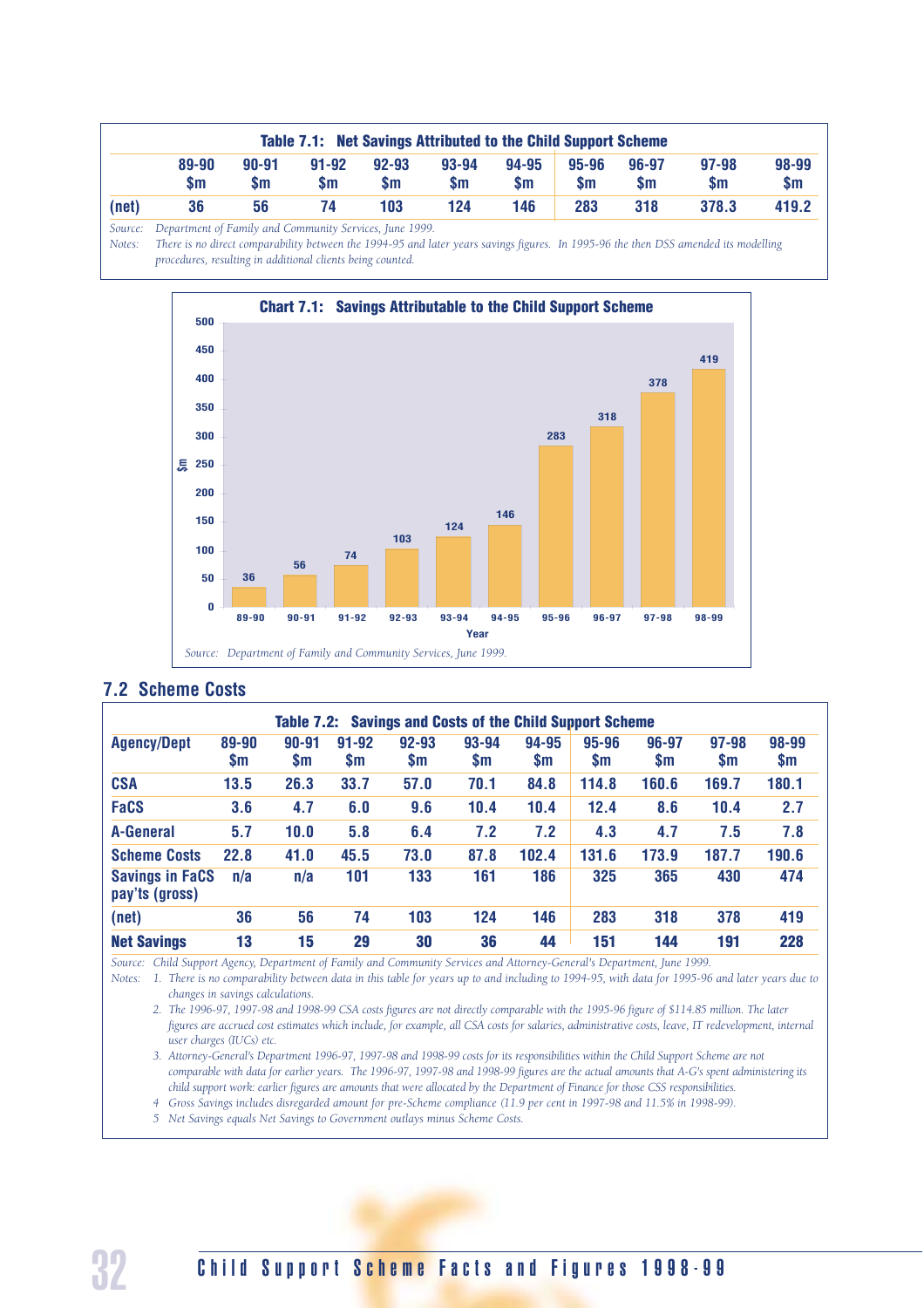**Table 7.1: Net Savings Attributed to the Child Support Scheme**

| | 89-90 $m | 90-91 $m | 91-92 $m | 92-93 $m | 93-94 $m | 94-95 $m | 95-96 $m | 96-97 $m | 97-98 $m | 98-99 $m |
|---|---|---|---|---|---|---|---|---|---|---|
| (net) | 36 | 56 | 74 | 103 | 124 | 146 | 283 | 318 | 378.3 | 419.2 |

*Source: Department of Family and Community Services, June 1999.*

*Notes: There is no direct comparability between the 1994-95 and later years savings figures. In 1995-96 the then DSS amended its modelling procedures, resulting in additional clients being counted.*

**Chart 7.1: Savings Attributable to the Child Support Scheme**

| Year | $m |
|---|---|
| 89-90 | 36 |
| 90-91 | 56 |
| 91-92 | 74 |
| 92-93 | 103 |
| 93-94 | 124 |
| 94-95 | 146 |
| 95-96 | 283 |
| 96-97 | 318 |
| 97-98 | 378 |
| 98-99 | 419 |

*Source: Department of Family and Community Services, June 1999.*

## 7.2 Scheme Costs

**Table 7.2: Savings and Costs of the Child Support Scheme**

| Agency/Dept | 89-90 $m | 90-91 $m | 91-92 $m | 92-93 $m | 93-94 $m | 94-95 $m | 95-96 $m | 96-97 $m | 97-98 $m | 98-99 $m |
|---|---|---|---|---|---|---|---|---|---|---|
| CSA | 13.5 | 26.3 | 33.7 | 57.0 | 70.1 | 84.8 | 114.8 | 160.6 | 169.7 | 180.1 |
| FaCS | 3.6 | 4.7 | 6.0 | 9.6 | 10.4 | 10.4 | 12.4 | 8.6 | 10.4 | 2.7 |
| A-General | 5.7 | 10.0 | 5.8 | 6.4 | 7.2 | 7.2 | 4.3 | 4.7 | 7.5 | 7.8 |
| Scheme Costs | 22.8 | 41.0 | 45.5 | 73.0 | 87.8 | 102.4 | 131.6 | 173.9 | 187.7 | 190.6 |
| Savings in FaCS pay'ts (gross) | n/a | n/a | 101 | 133 | 161 | 186 | 325 | 365 | 430 | 474 |
| (net) | 36 | 56 | 74 | 103 | 124 | 146 | 283 | 318 | 378 | 419 |
| Net Savings | 13 | 15 | 29 | 30 | 36 | 44 | 151 | 144 | 191 | 228 |

*Source: Child Support Agency, Department of Family and Community Services and Attorney-General's Department, June 1999.*

*Notes:*

1. *There is no comparability in this table for years up to and including to 1994-95, with data for 1995-96 and later years due to changes in savings calculations.*
2. *The 1996-97, 1997-98 and 1998-99 CSA costs figures are not directly comparable with the 1995-96 figure of $114.85 million. The later figures are accrued cost estimates which include, for example, all CSA costs for salaries, administrative costs, leave, IT redevelopment, internal user charges (IUCs) etc.*
3. *Attorney-General's Department 1996-97, 1997-98 and 1998-99 costs for its responsibilities within the Child Support Scheme are not comparable with data for earlier years. The 1996-97, 1997-98 and 1998-99 figures are the actual amounts that A-G's spent administering its child support work: earlier figures are amounts that were allocated by the Department of Finance for those CSS responsibilities.*
4. *Gross Savings includes disregarded amount for pre-Scheme compliance (11.9 per cent in 1997-98 and 11.5% in 1998-99).*
5. *Net Savings equals Net Savings to Government outlays minus Scheme Costs.*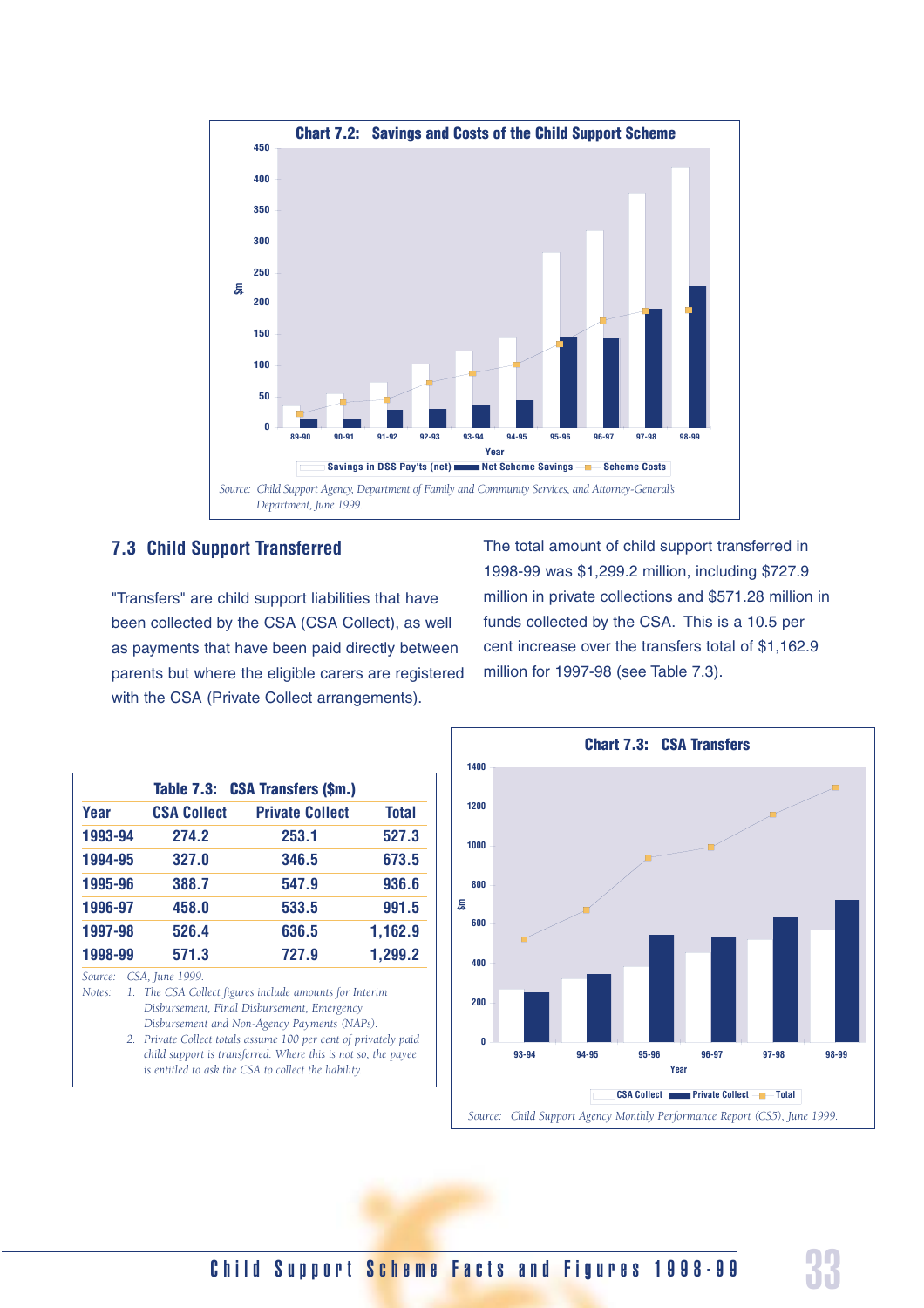**Chart 7.2: Savings and Costs of the Child Support Scheme**

Source: *Child Support Agency, Department of Family and Community Services, and Attorney-General's Department, June 1999.*

## 7.3 Child Support Transferred

"Transfers" are child support liabilities that have been collected by the CSA (CSA Collect), as well as payments that have been paid directly between parents but where the eligible carers are registered with the CSA (Private Collect arrangements).

The total amount of child support transferred in 1998-99 was $1,299.2 million, including $727.9 million in private collections and $571.28 million in funds collected by the CSA. This is a 10.5 per cent increase over the transfers total of $1,162.9 million for 1997-98 (see Table 7.3).

**Table 7.3: CSA Transfers ($m.)**

| Year | CSA Collect | Private Collect | Total |
|---|---|---|---|
| 1993-94 | 274.2 | 253.1 | 527.3 |
| 1994-95 | 327.0 | 346.5 | 673.5 |
| 1995-96 | 388.7 | 547.9 | 936.6 |
| 1996-97 | 458.0 | 533.5 | 991.5 |
| 1997-98 | 526.4 | 636.5 | 1,162.9 |
| 1998-99 | 571.3 | 727.9 | 1,299.2 |

Source: *CSA, June 1999.*

Notes:
1. *The CSA Collect figures include amounts for Interim Disbursement, Final Disbursement, Emergency Disbursement and Non-Agency Payments (NAPs).*
2. *Private Collect totals assume 100 per cent of privately paid child support is transferred. Where this is not so, the payee is entitled to ask the CSA to collect the liability.*

**Chart 7.3: CSA Transfers**

Source: *Child Support Agency Monthly Performance Report (CS5), June 1999.*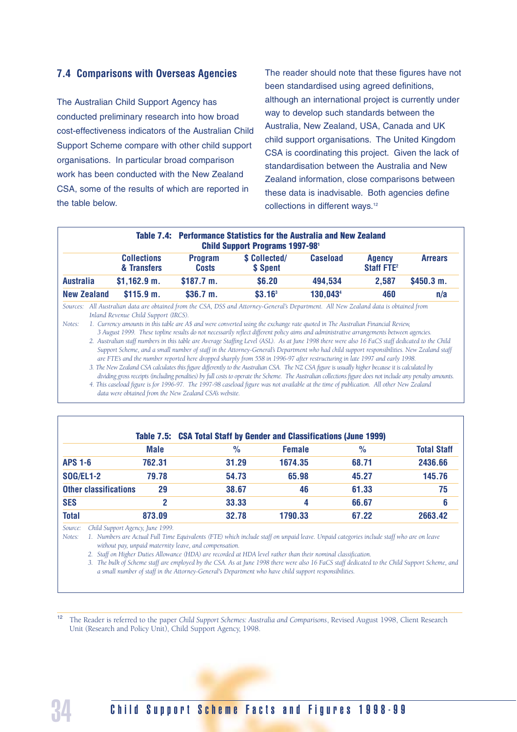## 7.4 Comparisons with Overseas Agencies

The Australian Child Support Agency has conducted preliminary research into how broad cost-effectiveness indicators of the Australian Child Support Scheme compare with other child support organisations. In particular broad comparison work has been conducted with the New Zealand CSA, some of the results of which are reported in the table below.

The reader should note that these figures have not been standardised using agreed definitions, although an international project is currently under way to develop such standards between the Australia, New Zealand, USA, Canada and UK child support organisations. The United Kingdom CSA is coordinating this project. Given the lack of standardisation between the Australia and New Zealand information, close comparisons between these data is inadvisable. Both agencies define collections in different ways.[12]

**Table 7.4: Performance Statistics for the Australia and New Zealand Child Support Programs 1997-98[1]**

| | Collections & Transfers | Program Costs | $ Collected/ $ Spent | Caseload | Agency Staff FTE[2] | Arrears |
|---|---|---|---|---|---|---|
| **Australia** | $1,162.9 m. | $187.7 m. | $6.20 | 494,534 | 2,587 | $450.3 m. |
| **New Zealand** | $115.9 m. | $36.7 m. | $3.16[3] | 130,043[4] | 460 | n/a |

*Sources: All Australian data are obtained from the CSA, DSS and Attorney-General's Department. All New Zealand data is obtained from Inland Revenue Child Support (IRCS).*

*Notes:*

1. *Currency amounts in this table are A$ and were converted using the exchange rate quoted in The Australian Financial Review, 3 August 1999. These topline results do not necessarily reflect different policy aims and administrative arrangements between agencies.*
2. *Australian staff numbers in this table are Average Staffing Level (ASL). As at June 1998 there were also 16 FaCS staff dedicated to the Child Support Scheme, and a small number of staff in the Attorney-General's Department who had child support responsibilities. New Zealand staff are FTE's and the number reported here dropped sharply from 558 in 1996-97 after restructuring in late 1997 and early 1998.*
3. *The New Zealand CSA calculates this figure differently to the Australian CSA. The NZ CSA figure is usually higher because it is calculated by dividing gross receipts (including penalties) by full costs to operate the Scheme. The Australian collections figure does not include any penalty amounts.*
4. *This caseload figure is for 1996-97. The 1997-98 caseload figure was not available at the time of publication. All other New Zealand data were obtained from the New Zealand CSA's website.*

**Table 7.5: CSA Total Staff by Gender and Classifications (June 1999)**

| | Male | % | Female | % | Total Staff |
|---|---|---|---|---|---|
| **APS 1-6** | 762.31 | 31.29 | 1674.35 | 68.71 | 2436.66 |
| **SOG/EL1-2** | 79.78 | 54.73 | 65.98 | 45.27 | 145.76 |
| **Other classifications** | 29 | 38.67 | 46 | 61.33 | 75 |
| **SES** | 2 | 33.33 | 4 | 66.67 | 6 |
| **Total** | 873.09 | 32.78 | 1790.33 | 67.22 | 2663.42 |

*Source: Child Support Agency, June 1999.*

*Notes:*

1. *Numbers are Actual Full Time Equivalents (FTE) which include staff on unpaid leave. Unpaid categories include staff who are on leave without pay, unpaid maternity leave, and compensation.*
2. *Staff on Higher Duties Allowance (HDA) are recorded at HDA level rather than their nominal classification.*
3. *The bulk of Scheme staff are employed by the CSA. As at June 1998 there were also 16 FaCS staff dedicated to the Child Support Scheme, and a small number of staff in the Attorney-General's Department who have child support responsibilities.*

---

[12] The Reader is referred to the paper *Child Support Schemes: Australia and Comparisons*, Revised August 1998, Client Research Unit (Research and Policy Unit), Child Support Agency, 1998.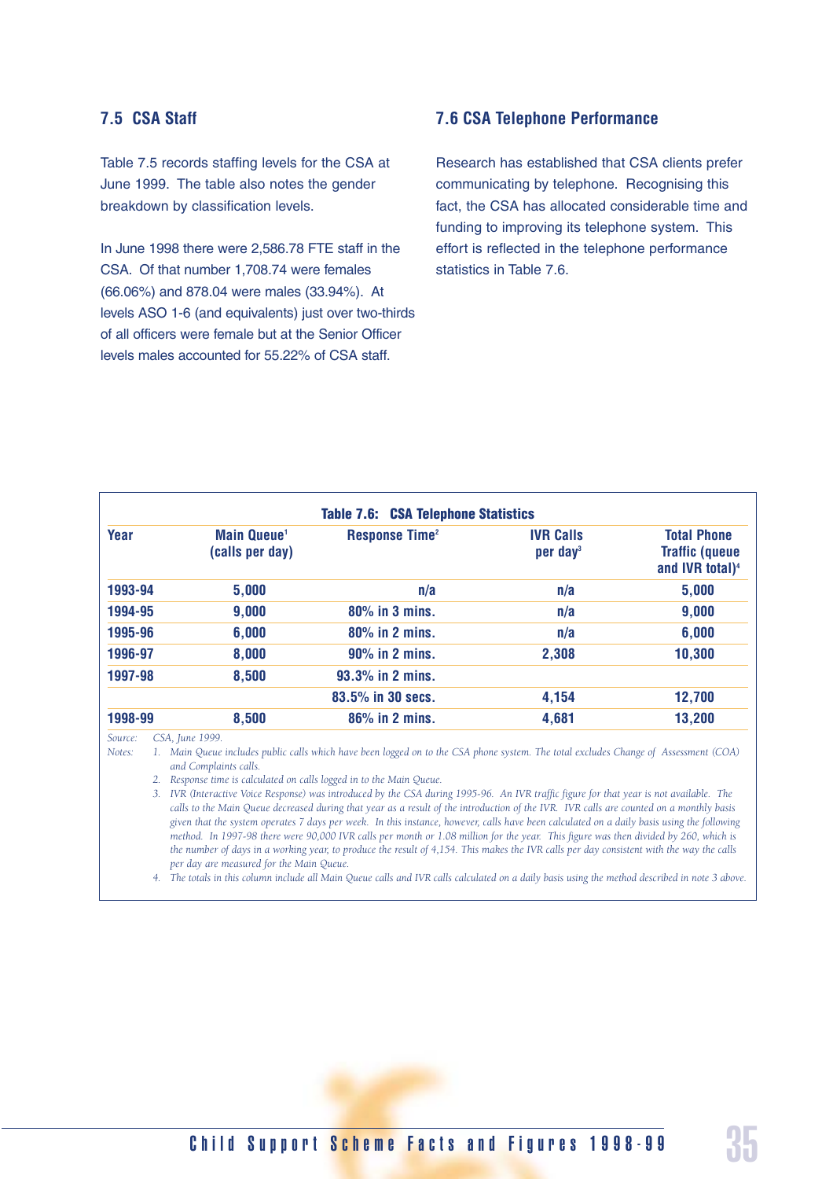## 7.5 CSA Staff

Table 7.5 records staffing levels for the CSA at June 1999. The table also notes the gender breakdown by classification levels.

In June 1998 there were 2,586.78 FTE staff in the CSA. Of that number 1,708.74 were females (66.06%) and 878.04 were males (33.94%). At levels ASO 1-6 (and equivalents) just over two-thirds of all officers were female but at the Senior Officer levels males accounted for 55.22% of CSA staff.

## 7.6 CSA Telephone Performance

Research has established that CSA clients prefer communicating by telephone. Recognising this fact, the CSA has allocated considerable time and funding to improving its telephone system. This effort is reflected in the telephone performance statistics in Table 7.6.

**Table 7.6: CSA Telephone Statistics**

| Year | Main Queue[1] (calls per day) | Response Time[2] | IVR Calls per day[3] | Total Phone Traffic (queue and IVR total)[4] |
|---|---|---|---|---|
| 1993-94 | 5,000 | n/a | n/a | 5,000 |
| 1994-95 | 9,000 | 80% in 3 mins. | n/a | 9,000 |
| 1995-96 | 6,000 | 80% in 2 mins. | n/a | 6,000 |
| 1996-97 | 8,000 | 90% in 2 mins. | 2,308 | 10,300 |
| 1997-98 | 8,500 | 93.3% in 2 mins. | | |
| | | 83.5% in 30 secs. | 4,154 | 12,700 |
| 1998-99 | 8,500 | 86% in 2 mins. | 4,681 | 13,200 |

*Source:* *CSA, June 1999.*

*Notes:*

1. *Main Queue includes public calls which have been logged on to the CSA phone system. The total excludes Change of Assessment (COA) and Complaints calls.*
2. *Response time is calculated on calls logged in to the Main Queue.*
3. *IVR (Interactive Voice Response) was introduced by the CSA during 1995-96. An IVR traffic figure for that year is not available. The calls to the Main Queue decreased during that year as a result of the introduction of the IVR. IVR calls are counted on a monthly basis given that the system operates 7 days per week. In this instance, however, calls have been calculated on a daily basis using the following method. In 1997-98 there were 90,000 IVR calls per month or 1.08 million for the year. This figure was then divided by 260, which is the number of days in a working year, to produce the result of 4,154. This makes the IVR calls per day consistent with the way the calls per day are measured for the Main Queue.*
4. *The totals in this column include all Main Queue calls and IVR calls calculated on a daily basis using the method described in note 3 above.*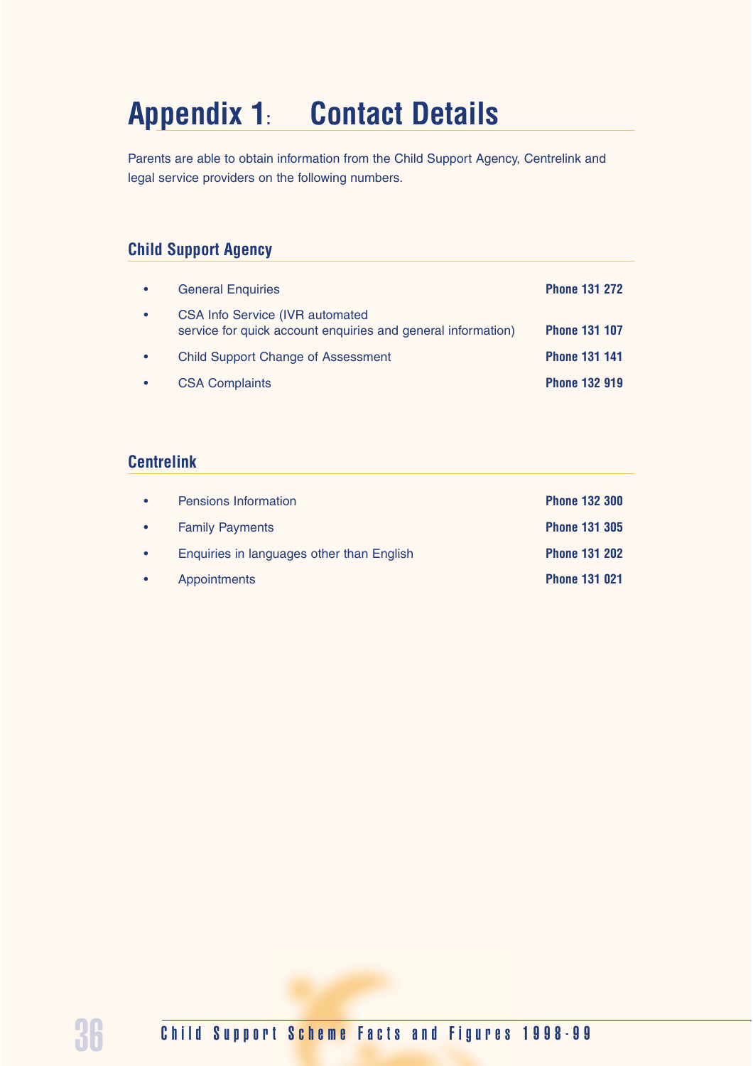# Appendix 1: Contact Details

Parents are able to obtain information from the Child Support Agency, Centrelink and legal service providers on the following numbers.

## Child Support Agency

- General Enquiries — **Phone 131 272**
- CSA Info Service (IVR automated service for quick account enquiries and general information) — **Phone 131 107**
- Child Support Change of Assessment — **Phone 131 141**
- CSA Complaints — **Phone 132 919**

## Centrelink

- Pensions Information — **Phone 132 300**
- Family Payments — **Phone 131 305**
- Enquiries in languages other than English — **Phone 131 202**
- Appointments — **Phone 131 021**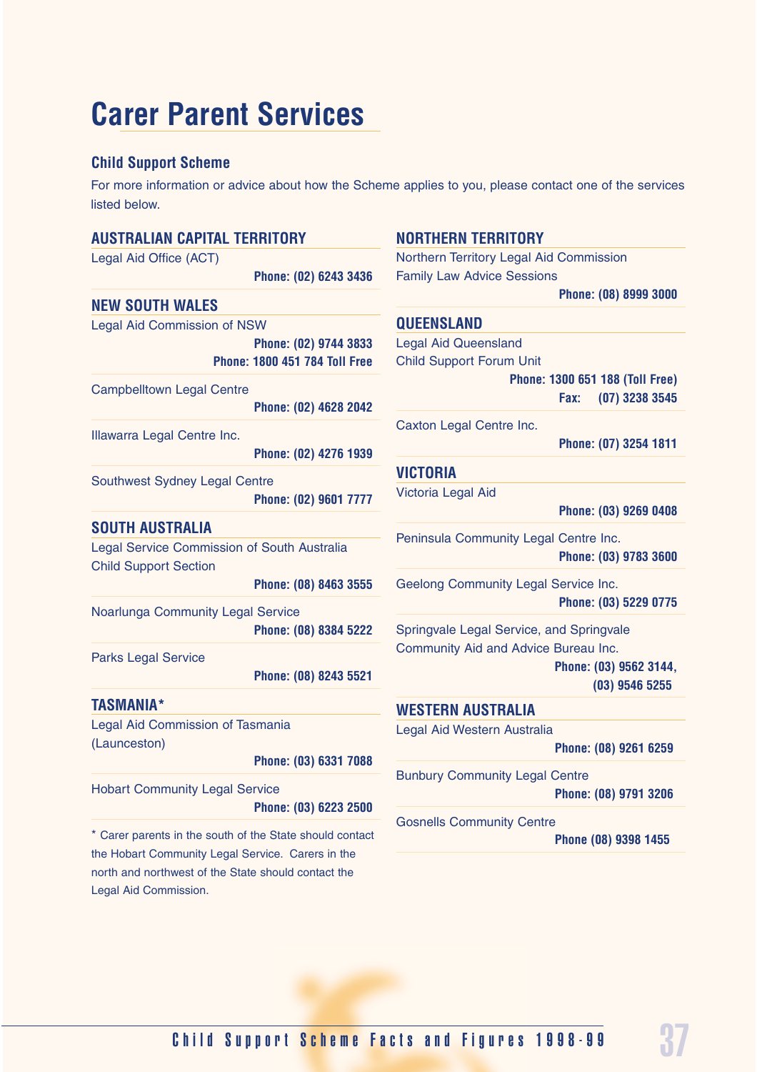# Carer Parent Services

## Child Support Scheme

For more information or advice about how the Scheme applies to you, please contact one of the services listed below.

### AUSTRALIAN CAPITAL TERRITORY

Legal Aid Office (ACT)
**Phone: (02) 6243 3436**

### NEW SOUTH WALES

Legal Aid Commission of NSW
**Phone: (02) 9744 3833**
**Phone: 1800 451 784 Toll Free**

Campbelltown Legal Centre
**Phone: (02) 4628 2042**

Illawarra Legal Centre Inc.
**Phone: (02) 4276 1939**

Southwest Sydney Legal Centre
**Phone: (02) 9601 7777**

### SOUTH AUSTRALIA

Legal Service Commission of South Australia
Child Support Section
**Phone: (08) 8463 3555**

Noarlunga Community Legal Service
**Phone: (08) 8384 5222**

Parks Legal Service
**Phone: (08) 8243 5521**

### TASMANIA*

Legal Aid Commission of Tasmania
(Launceston)
**Phone: (03) 6331 7088**

Hobart Community Legal Service
**Phone: (03) 6223 2500**

* Carer parents in the south of the State should contact the Hobart Community Legal Service. Carers in the north and northwest of the State should contact the Legal Aid Commission.

### NORTHERN TERRITORY

Northern Territory Legal Aid Commission
Family Law Advice Sessions
**Phone: (08) 8999 3000**

### QUEENSLAND

Legal Aid Queensland
Child Support Forum Unit
**Phone: 1300 651 188 (Toll Free)**
**Fax: (07) 3238 3545**

Caxton Legal Centre Inc.
**Phone: (07) 3254 1811**

### VICTORIA

Victoria Legal Aid
**Phone: (03) 9269 0408**

Peninsula Community Legal Centre Inc.
**Phone: (03) 9783 3600**

Geelong Community Legal Service Inc.
**Phone: (03) 5229 0775**

Springvale Legal Service, and Springvale Community Aid and Advice Bureau Inc.
**Phone: (03) 9562 3144, (03) 9546 5255**

### WESTERN AUSTRALIA

Legal Aid Western Australia
**Phone: (08) 9261 6259**

Bunbury Community Legal Centre
**Phone: (08) 9791 3206**

Gosnells Community Centre
**Phone (08) 9398 1455**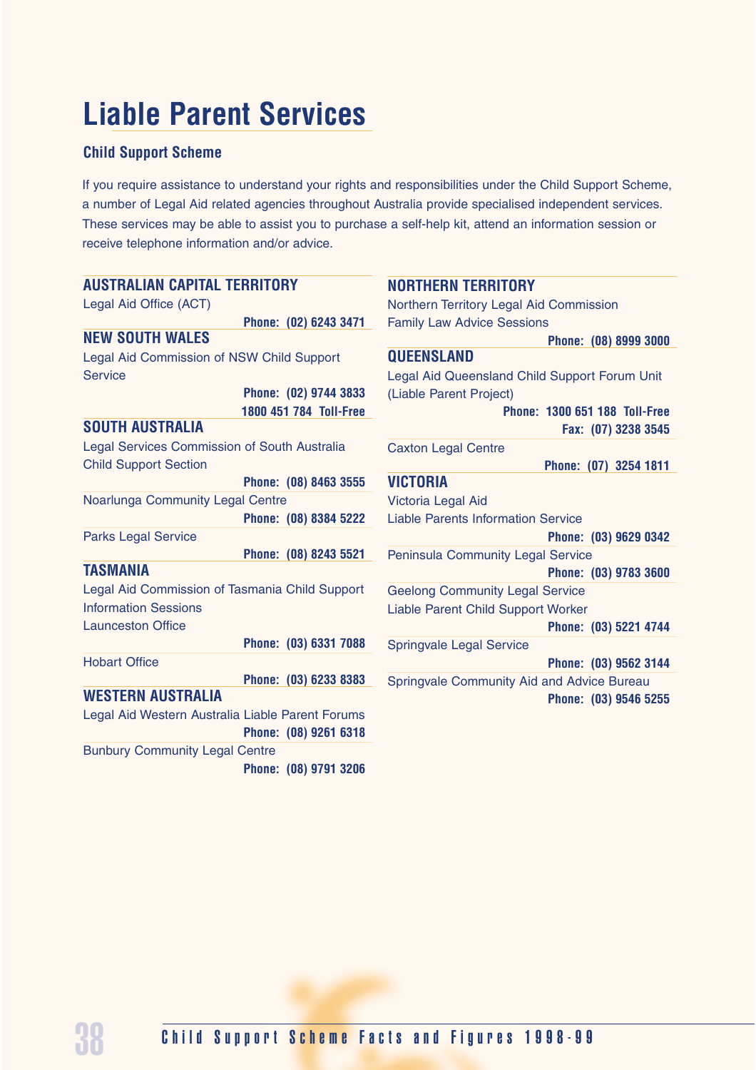# Liable Parent Services

### Child Support Scheme

If you require assistance to understand your rights and responsibilities under the Child Support Scheme, a number of Legal Aid related agencies throughout Australia provide specialised independent services. These services may be able to assist you to purchase a self-help kit, attend an information session or receive telephone information and/or advice.

**AUSTRALIAN CAPITAL TERRITORY**

Legal Aid Office (ACT)
**Phone: (02) 6243 3471**

**NEW SOUTH WALES**

Legal Aid Commission of NSW Child Support Service
**Phone: (02) 9744 3833**
**1800 451 784 Toll-Free**

**SOUTH AUSTRALIA**

Legal Services Commission of South Australia Child Support Section
**Phone: (08) 8463 3555**

Noarlunga Community Legal Centre
**Phone: (08) 8384 5222**

Parks Legal Service
**Phone: (08) 8243 5521**

**TASMANIA**

Legal Aid Commission of Tasmania Child Support Information Sessions
Launceston Office
**Phone: (03) 6331 7088**

Hobart Office
**Phone: (03) 6233 8383**

**WESTERN AUSTRALIA**

Legal Aid Western Australia Liable Parent Forums
**Phone: (08) 9261 6318**

Bunbury Community Legal Centre
**Phone: (08) 9791 3206**

**NORTHERN TERRITORY**

Northern Territory Legal Aid Commission
Family Law Advice Sessions
**Phone: (08) 8999 3000**

**QUEENSLAND**

Legal Aid Queensland Child Support Forum Unit (Liable Parent Project)
**Phone: 1300 651 188 Toll-Free**
**Fax: (07) 3238 3545**

Caxton Legal Centre
**Phone: (07) 3254 1811**

**VICTORIA**

Victoria Legal Aid
Liable Parents Information Service
**Phone: (03) 9629 0342**

Peninsula Community Legal Service
**Phone: (03) 9783 3600**

Geelong Community Legal Service
Liable Parent Child Support Worker
**Phone: (03) 5221 4744**

Springvale Legal Service
**Phone: (03) 9562 3144**

Springvale Community Aid and Advice Bureau
**Phone: (03) 9546 5255**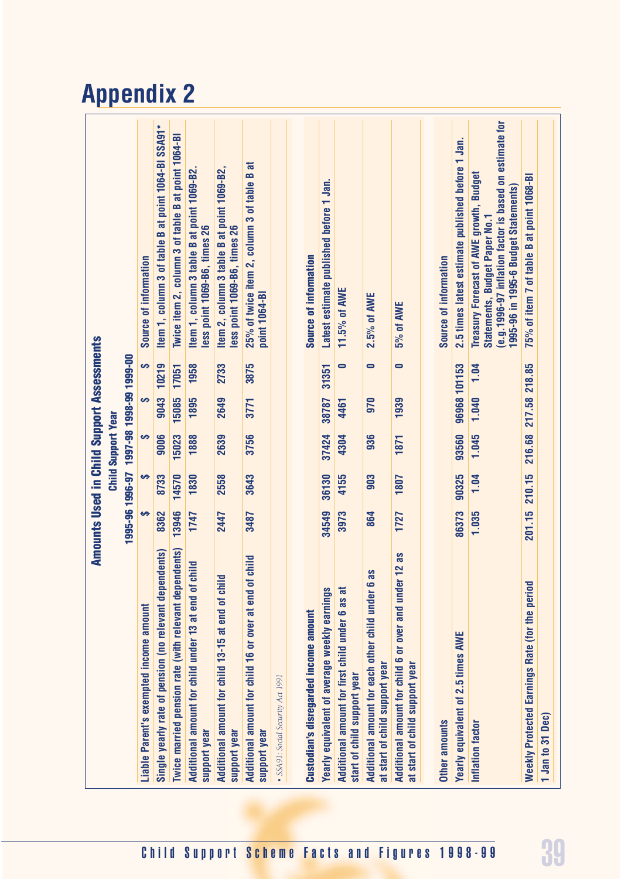# Appendix 2

## Amounts Used in Child Support Assessments

| | Child Support Year | | | | | |
|---|---|---|---|---|---|---|
| | 1995-96 | 1996-97 | 1997-98 | 1998-99 | 1999-00 | |
| **Liable Parent's exempted income amount** | $ | $ | $ | $ | $ | **Source of information** |
| Single yearly rate of pension (no relevant dependents) | 8362 | 8733 | 9006 | 9043 | 10219 | Item 1, column 3 of table B at point 1064-BI SSA91* |
| Twice married pension rate (with relevant dependents) | 13946 | 14570 | 15023 | 15085 | 17051 | Twice item 2, column 3 of table B at point 1064-BI |
| Additional amount for child under 13 at end of child support year | 1747 | 1830 | 1888 | 1895 | 1958 | Item 1, column 3 table B at point 1069-B2. less point 1069-B6, times 26 |
| Additional amount for child 13-15 at end of child support year | 2447 | 2558 | 2639 | 2649 | 2733 | Item 2, column 3 table B at point 1069-B2, less point 1069-B6, times 26 |
| Additional amount for child 16 or over at end of child support year | 3487 | 3643 | 3756 | 3771 | 3875 | 25% of twice item 2, column 3 of table B at point 1064-BI |
| *• SSA91: Social Security Act 1991* | | | | | | |
| **Custodian's disregarded income amount** | | | | | | **Source of information** |
| Yearly equivalent of average weekly earnings | 34549 | 36130 | 37424 | 38787 | 31351 | Latest estimate published before 1 Jan. |
| Additional amount for first child under 6 as at start of child support year | 3973 | 4155 | 4304 | 4461 | 0 | 11.5% of AWE |
| Additional amount for each other child under 6 as at start of child support year | 864 | 903 | 936 | 970 | 0 | 2.5% of AWE |
| Additional amount for child 6 or over and under 12 as at start of child support year | 1727 | 1807 | 1871 | 1939 | 0 | 5% of AWE |
| **Other amounts** | | | | | | **Source of information** |
| Yearly equivalent of 2.5 times AWE | 86373 | 90325 | 93560 | 96968 | 101153 | 2.5 times latest estimate published before 1 Jan. |
| Inflation factor | 1.035 | 1.04 | 1.045 | 1.040 | 1.04 | Treasury Forecast of AWE growth, Budget Statements, Budget Paper No.1 (e.g.1996-97 inflation factor is based on estimate for 1995-96 in 1995-6 Budget Statements) |
| Weekly Protected Earnings Rate (for the period 1 Jan to 31 Dec) | 201.15 | 210.15 | 216.68 | 217.58 | 218.85 | 75% of item 7 of table B at point 1068-BI |